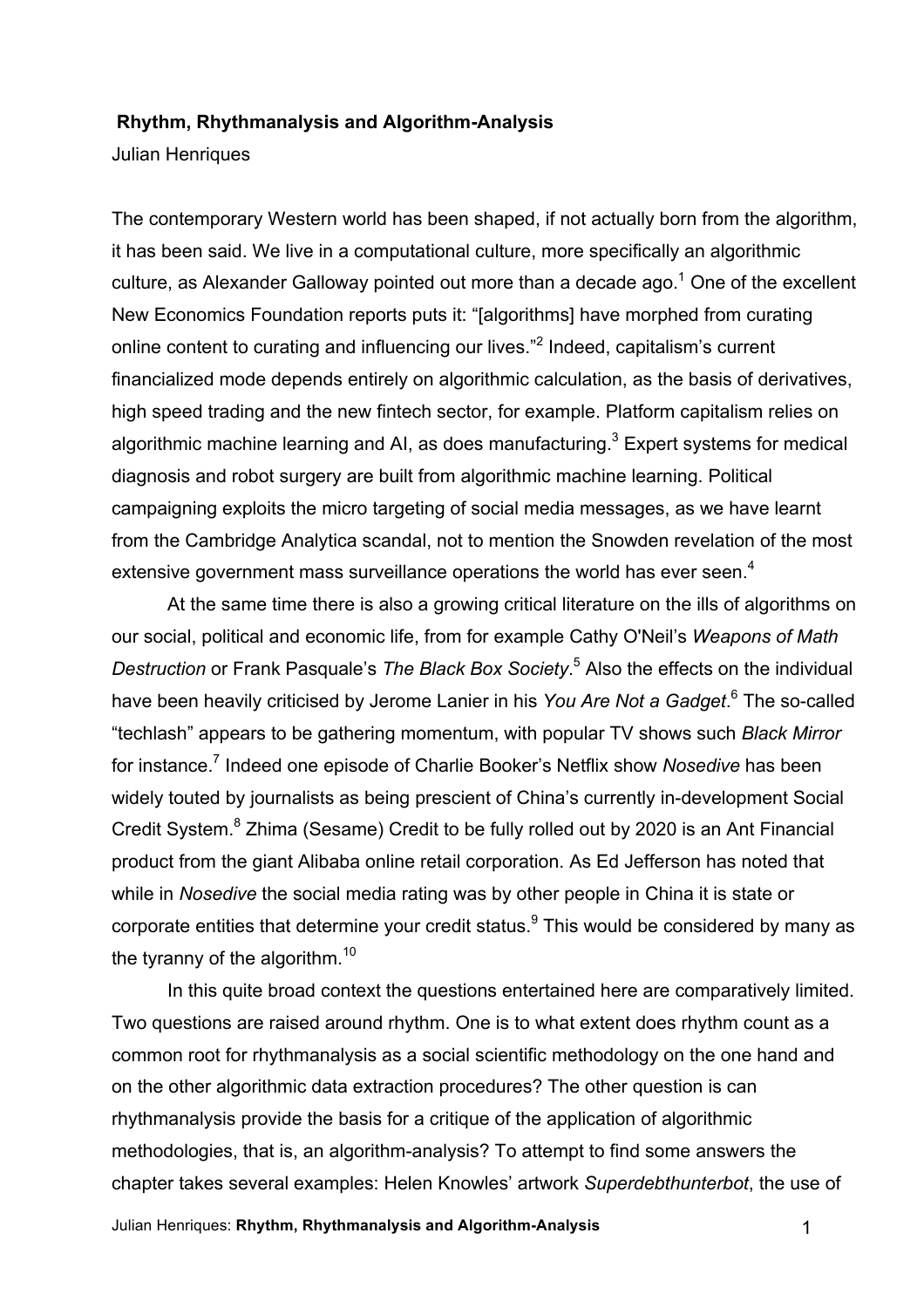# Rhythm, Rhythmanalysis and Algorithm-Analysis

Julian Henriques

The contemporary Western world has been shaped, if not actually born from the algorithm, it has been said. We live in a computational culture, more specifically an algorithmic culture, as Alexander Galloway pointed out more than a decade ago.[1] One of the excellent New Economics Foundation reports puts it: "[algorithms] have morphed from curating online content to curating and influencing our lives."[2] Indeed, capitalism's current financialized mode depends entirely on algorithmic calculation, as the basis of derivatives, high speed trading and the new fintech sector, for example. Platform capitalism relies on algorithmic machine learning and AI, as does manufacturing.[3] Expert systems for medical diagnosis and robot surgery are built from algorithmic machine learning. Political campaigning exploits the micro targeting of social media messages, as we have learnt from the Cambridge Analytica scandal, not to mention the Snowden revelation of the most extensive government mass surveillance operations the world has ever seen.[4]

At the same time there is also a growing critical literature on the ills of algorithms on our social, political and economic life, from for example Cathy O'Neil's *Weapons of Math Destruction* or Frank Pasquale's *The Black Box Society*.[5] Also the effects on the individual have been heavily criticised by Jerome Lanier in his *You Are Not a Gadget*.[6] The so-called "techlash" appears to be gathering momentum, with popular TV shows such *Black Mirror* for instance.[7] Indeed one episode of Charlie Booker's Netflix show *Nosedive* has been widely touted by journalists as being prescient of China's currently in-development Social Credit System.[8] Zhima (Sesame) Credit to be fully rolled out by 2020 is an Ant Financial product from the giant Alibaba online retail corporation. As Ed Jefferson has noted that while in *Nosedive* the social media rating was by other people in China it is state or corporate entities that determine your credit status.[9] This would be considered by many as the tyranny of the algorithm.[10]

In this quite broad context the questions entertained here are comparatively limited. Two questions are raised around rhythm. One is to what extent does rhythm count as a common root for rhythmanalysis as a social scientific methodology on the one hand and on the other algorithmic data extraction procedures? The other question is can rhythmanalysis provide the basis for a critique of the application of algorithmic methodologies, that is, an algorithm-analysis? To attempt to find some answers the chapter takes several examples: Helen Knowles' artwork *Superdebthunterbot*, the use of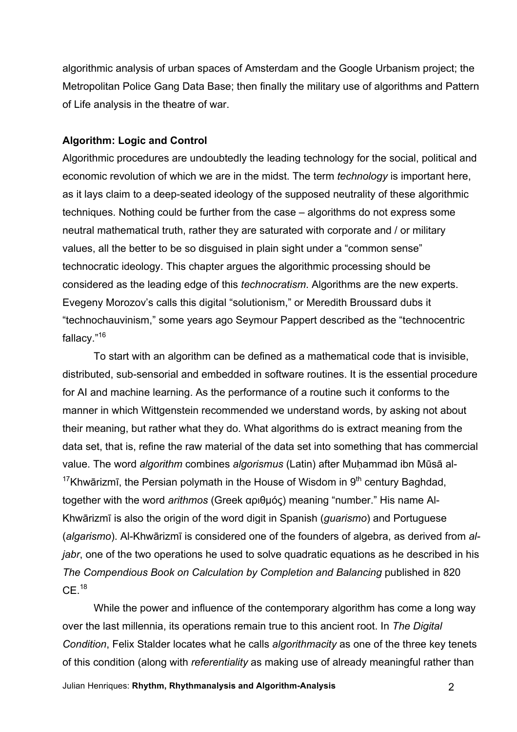algorithmic analysis of urban spaces of Amsterdam and the Google Urbanism project; the Metropolitan Police Gang Data Base; then finally the military use of algorithms and Pattern of Life analysis in the theatre of war.

**Algorithm: Logic and Control**

Algorithmic procedures are undoubtedly the leading technology for the social, political and economic revolution of which we are in the midst. The term *technology* is important here, as it lays claim to a deep-seated ideology of the supposed neutrality of these algorithmic techniques. Nothing could be further from the case – algorithms do not express some neutral mathematical truth, rather they are saturated with corporate and / or military values, all the better to be so disguised in plain sight under a "common sense" technocratic ideology. This chapter argues the algorithmic processing should be considered as the leading edge of this *technocratism*. Algorithms are the new experts. Evegeny Morozov's calls this digital "solutionism," or Meredith Broussard dubs it "technochauvinism," some years ago Seymour Pappert described as the "technocentric fallacy."[16]

To start with an algorithm can be defined as a mathematical code that is invisible, distributed, sub-sensorial and embedded in software routines. It is the essential procedure for AI and machine learning. As the performance of a routine such it conforms to the manner in which Wittgenstein recommended we understand words, by asking not about their meaning, but rather what they do. What algorithms do is extract meaning from the data set, that is, refine the raw material of the data set into something that has commercial value. The word *algorithm* combines *algorismus* (Latin) after Muḥammad ibn Mūsā al-[17]Khwārizmī, the Persian polymath in the House of Wisdom in 9th century Baghdad, together with the word *arithmos* (Greek αριθμός) meaning "number." His name Al-Khwārizmī is also the origin of the word digit in Spanish (*guarismo*) and Portuguese (*algarismo*). Al-Khwārizmī is considered one of the founders of algebra, as derived from *al-jabr*, one of the two operations he used to solve quadratic equations as he described in his *The Compendious Book on Calculation by Completion and Balancing* published in 820 CE.[18]

While the power and influence of the contemporary algorithm has come a long way over the last millennia, its operations remain true to this ancient root. In *The Digital Condition*, Felix Stalder locates what he calls *algorithmacity* as one of the three key tenets of this condition (along with *referentiality* as making use of already meaningful rather than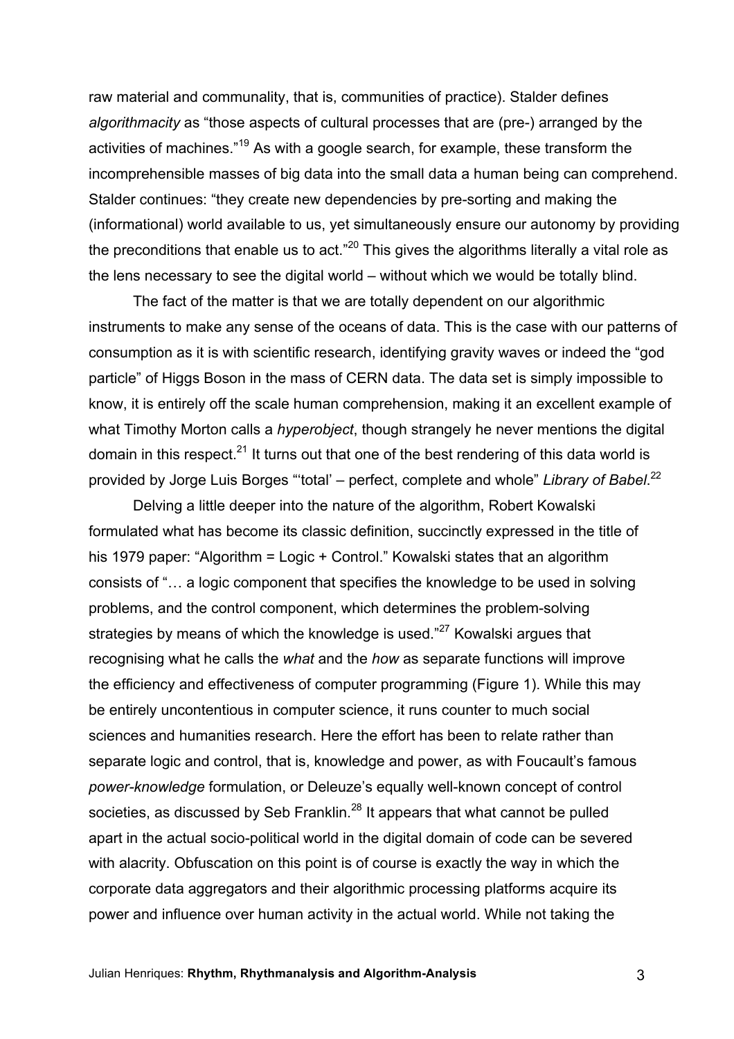raw material and communality, that is, communities of practice). Stalder defines *algorithmacity* as "those aspects of cultural processes that are (pre-) arranged by the activities of machines."[19] As with a google search, for example, these transform the incomprehensible masses of big data into the small data a human being can comprehend. Stalder continues: "they create new dependencies by pre-sorting and making the (informational) world available to us, yet simultaneously ensure our autonomy by providing the preconditions that enable us to act."[20] This gives the algorithms literally a vital role as the lens necessary to see the digital world – without which we would be totally blind.

The fact of the matter is that we are totally dependent on our algorithmic instruments to make any sense of the oceans of data. This is the case with our patterns of consumption as it is with scientific research, identifying gravity waves or indeed the "god particle" of Higgs Boson in the mass of CERN data. The data set is simply impossible to know, it is entirely off the scale human comprehension, making it an excellent example of what Timothy Morton calls a *hyperobject*, though strangely he never mentions the digital domain in this respect.[21] It turns out that one of the best rendering of this data world is provided by Jorge Luis Borges "'total' – perfect, complete and whole" *Library of Babel*.[22]

Delving a little deeper into the nature of the algorithm, Robert Kowalski formulated what has become its classic definition, succinctly expressed in the title of his 1979 paper: "Algorithm = Logic + Control." Kowalski states that an algorithm consists of "… a logic component that specifies the knowledge to be used in solving problems, and the control component, which determines the problem-solving strategies by means of which the knowledge is used."[27] Kowalski argues that recognising what he calls the *what* and the *how* as separate functions will improve the efficiency and effectiveness of computer programming (Figure 1). While this may be entirely uncontentious in computer science, it runs counter to much social sciences and humanities research. Here the effort has been to relate rather than separate logic and control, that is, knowledge and power, as with Foucault's famous *power-knowledge* formulation, or Deleuze's equally well-known concept of control societies, as discussed by Seb Franklin.[28] It appears that what cannot be pulled apart in the actual socio-political world in the digital domain of code can be severed with alacrity. Obfuscation on this point is of course is exactly the way in which the corporate data aggregators and their algorithmic processing platforms acquire its power and influence over human activity in the actual world. While not taking the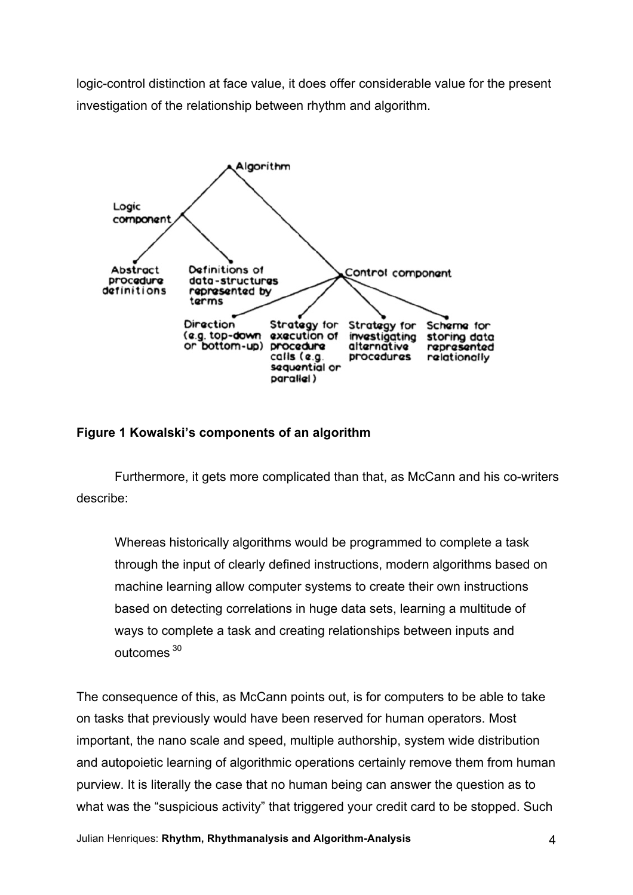logic-control distinction at face value, it does offer considerable value for the present investigation of the relationship between rhythm and algorithm.

**Figure 1 Kowalski's components of an algorithm**

Furthermore, it gets more complicated than that, as McCann and his co-writers describe:

> Whereas historically algorithms would be programmed to complete a task through the input of clearly defined instructions, modern algorithms based on machine learning allow computer systems to create their own instructions based on detecting correlations in huge data sets, learning a multitude of ways to complete a task and creating relationships between inputs and outcomes [30]

The consequence of this, as McCann points out, is for computers to be able to take on tasks that previously would have been reserved for human operators. Most important, the nano scale and speed, multiple authorship, system wide distribution and autopoietic learning of algorithmic operations certainly remove them from human purview. It is literally the case that no human being can answer the question as to what was the "suspicious activity" that triggered your credit card to be stopped. Such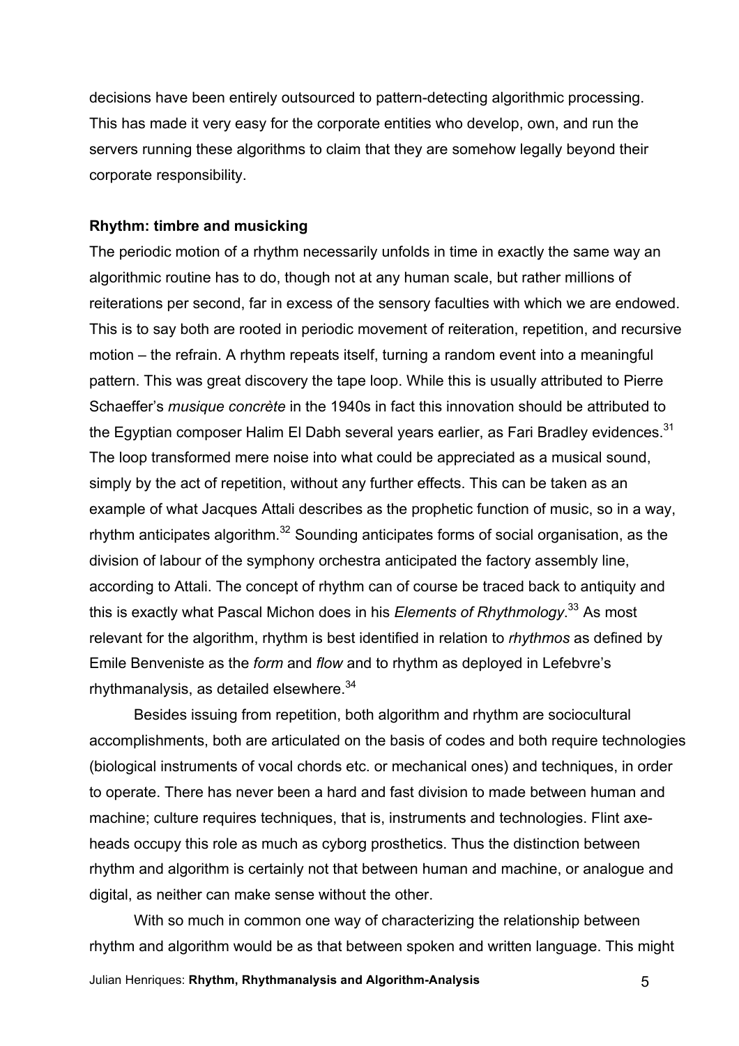decisions have been entirely outsourced to pattern-detecting algorithmic processing. This has made it very easy for the corporate entities who develop, own, and run the servers running these algorithms to claim that they are somehow legally beyond their corporate responsibility.

**Rhythm: timbre and musicking**

The periodic motion of a rhythm necessarily unfolds in time in exactly the same way an algorithmic routine has to do, though not at any human scale, but rather millions of reiterations per second, far in excess of the sensory faculties with which we are endowed. This is to say both are rooted in periodic movement of reiteration, repetition, and recursive motion – the refrain. A rhythm repeats itself, turning a random event into a meaningful pattern. This was great discovery the tape loop. While this is usually attributed to Pierre Schaeffer's *musique concrète* in the 1940s in fact this innovation should be attributed to the Egyptian composer Halim El Dabh several years earlier, as Fari Bradley evidences.[31] The loop transformed mere noise into what could be appreciated as a musical sound, simply by the act of repetition, without any further effects. This can be taken as an example of what Jacques Attali describes as the prophetic function of music, so in a way, rhythm anticipates algorithm.[32] Sounding anticipates forms of social organisation, as the division of labour of the symphony orchestra anticipated the factory assembly line, according to Attali. The concept of rhythm can of course be traced back to antiquity and this is exactly what Pascal Michon does in his *Elements of Rhythmology*.[33] As most relevant for the algorithm, rhythm is best identified in relation to *rhythmos* as defined by Emile Benveniste as the *form* and *flow* and to rhythm as deployed in Lefebvre's rhythmanalysis, as detailed elsewhere.[34]

Besides issuing from repetition, both algorithm and rhythm are sociocultural accomplishments, both are articulated on the basis of codes and both require technologies (biological instruments of vocal chords etc. or mechanical ones) and techniques, in order to operate. There has never been a hard and fast division to made between human and machine; culture requires techniques, that is, instruments and technologies. Flint axe-heads occupy this role as much as cyborg prosthetics. Thus the distinction between rhythm and algorithm is certainly not that between human and machine, or analogue and digital, as neither can make sense without the other.

With so much in common one way of characterizing the relationship between rhythm and algorithm would be as that between spoken and written language. This might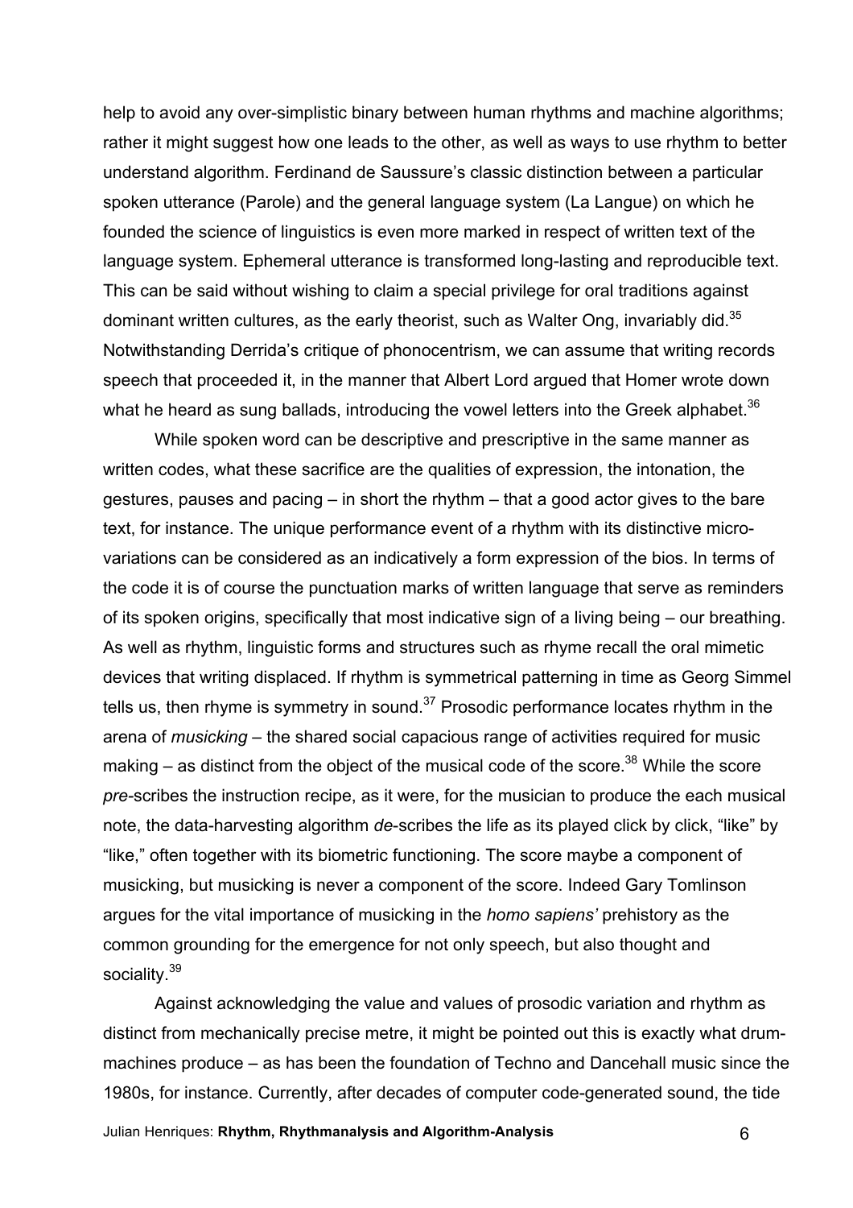help to avoid any over-simplistic binary between human rhythms and machine algorithms; rather it might suggest how one leads to the other, as well as ways to use rhythm to better understand algorithm. Ferdinand de Saussure's classic distinction between a particular spoken utterance (Parole) and the general language system (La Langue) on which he founded the science of linguistics is even more marked in respect of written text of the language system. Ephemeral utterance is transformed long-lasting and reproducible text. This can be said without wishing to claim a special privilege for oral traditions against dominant written cultures, as the early theorist, such as Walter Ong, invariably did.[35] Notwithstanding Derrida's critique of phonocentrism, we can assume that writing records speech that proceeded it, in the manner that Albert Lord argued that Homer wrote down what he heard as sung ballads, introducing the vowel letters into the Greek alphabet.[36]

While spoken word can be descriptive and prescriptive in the same manner as written codes, what these sacrifice are the qualities of expression, the intonation, the gestures, pauses and pacing – in short the rhythm – that a good actor gives to the bare text, for instance. The unique performance event of a rhythm with its distinctive micro-variations can be considered as an indicatively a form expression of the bios. In terms of the code it is of course the punctuation marks of written language that serve as reminders of its spoken origins, specifically that most indicative sign of a living being – our breathing. As well as rhythm, linguistic forms and structures such as rhyme recall the oral mimetic devices that writing displaced. If rhythm is symmetrical patterning in time as Georg Simmel tells us, then rhyme is symmetry in sound.[37] Prosodic performance locates rhythm in the arena of *musicking* – the shared social capacious range of activities required for music making – as distinct from the object of the musical code of the score.[38] While the score *pre*-scribes the instruction recipe, as it were, for the musician to produce the each musical note, the data-harvesting algorithm *de*-scribes the life as its played click by click, "like" by "like," often together with its biometric functioning. The score maybe a component of musicking, but musicking is never a component of the score. Indeed Gary Tomlinson argues for the vital importance of musicking in the *homo sapiens'* prehistory as the common grounding for the emergence for not only speech, but also thought and sociality.[39]

Against acknowledging the value and values of prosodic variation and rhythm as distinct from mechanically precise metre, it might be pointed out this is exactly what drum-machines produce – as has been the foundation of Techno and Dancehall music since the 1980s, for instance. Currently, after decades of computer code-generated sound, the tide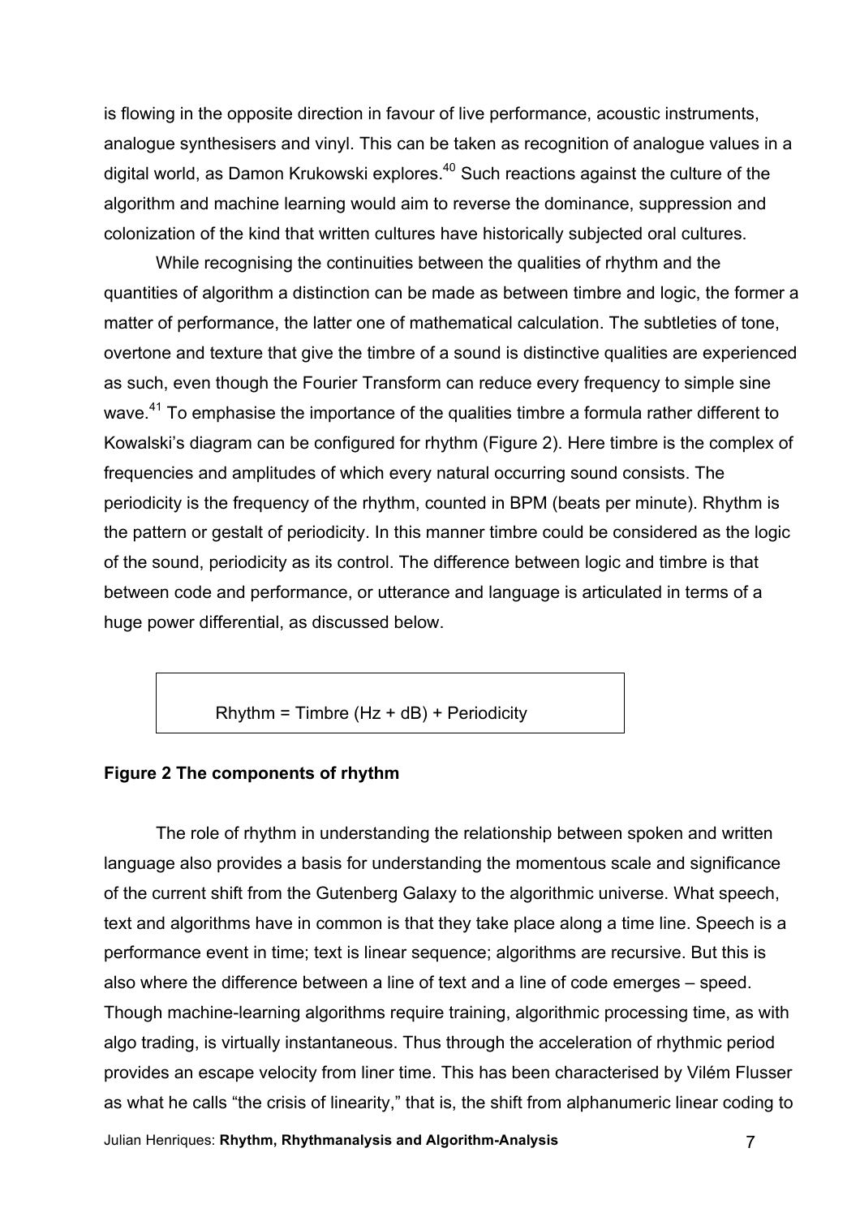is flowing in the opposite direction in favour of live performance, acoustic instruments, analogue synthesisers and vinyl. This can be taken as recognition of analogue values in a digital world, as Damon Krukowski explores.[40] Such reactions against the culture of the algorithm and machine learning would aim to reverse the dominance, suppression and colonization of the kind that written cultures have historically subjected oral cultures.

While recognising the continuities between the qualities of rhythm and the quantities of algorithm a distinction can be made as between timbre and logic, the former a matter of performance, the latter one of mathematical calculation. The subtleties of tone, overtone and texture that give the timbre of a sound is distinctive qualities are experienced as such, even though the Fourier Transform can reduce every frequency to simple sine wave.[41] To emphasise the importance of the qualities timbre a formula rather different to Kowalski's diagram can be configured for rhythm (Figure 2). Here timbre is the complex of frequencies and amplitudes of which every natural occurring sound consists. The periodicity is the frequency of the rhythm, counted in BPM (beats per minute). Rhythm is the pattern or gestalt of periodicity. In this manner timbre could be considered as the logic of the sound, periodicity as its control. The difference between logic and timbre is that between code and performance, or utterance and language is articulated in terms of a huge power differential, as discussed below.

Rhythm = Timbre (Hz + dB) + Periodicity

**Figure 2 The components of rhythm**

The role of rhythm in understanding the relationship between spoken and written language also provides a basis for understanding the momentous scale and significance of the current shift from the Gutenberg Galaxy to the algorithmic universe. What speech, text and algorithms have in common is that they take place along a time line. Speech is a performance event in time; text is linear sequence; algorithms are recursive. But this is also where the difference between a line of text and a line of code emerges – speed. Though machine-learning algorithms require training, algorithmic processing time, as with algo trading, is virtually instantaneous. Thus through the acceleration of rhythmic period provides an escape velocity from liner time. This has been characterised by Vilém Flusser as what he calls "the crisis of linearity," that is, the shift from alphanumeric linear coding to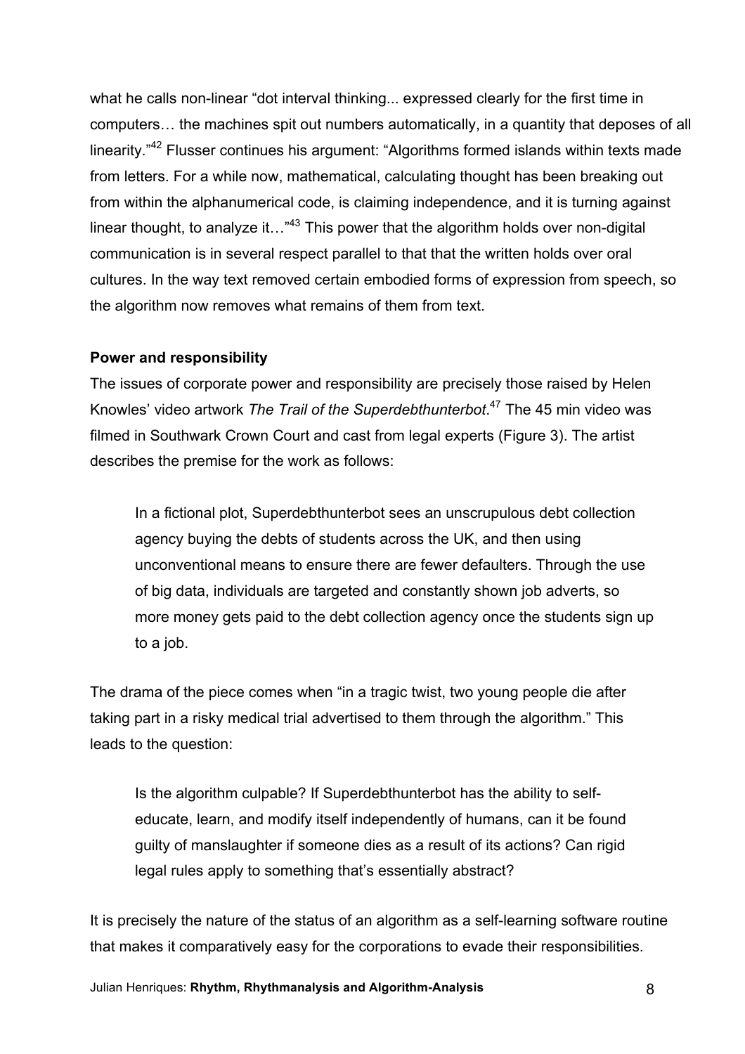what he calls non-linear "dot interval thinking... expressed clearly for the first time in computers… the machines spit out numbers automatically, in a quantity that deposes of all linearity."[42] Flusser continues his argument: "Algorithms formed islands within texts made from letters. For a while now, mathematical, calculating thought has been breaking out from within the alphanumerical code, is claiming independence, and it is turning against linear thought, to analyze it…"[43] This power that the algorithm holds over non-digital communication is in several respect parallel to that that the written holds over oral cultures. In the way text removed certain embodied forms of expression from speech, so the algorithm now removes what remains of them from text.

**Power and responsibility**

The issues of corporate power and responsibility are precisely those raised by Helen Knowles' video artwork *The Trail of the Superdebthunterbot*.[47] The 45 min video was filmed in Southwark Crown Court and cast from legal experts (Figure 3). The artist describes the premise for the work as follows:

> In a fictional plot, Superdebthunterbot sees an unscrupulous debt collection agency buying the debts of students across the UK, and then using unconventional means to ensure there are fewer defaulters. Through the use of big data, individuals are targeted and constantly shown job adverts, so more money gets paid to the debt collection agency once the students sign up to a job.

The drama of the piece comes when "in a tragic twist, two young people die after taking part in a risky medical trial advertised to them through the algorithm." This leads to the question:

> Is the algorithm culpable? If Superdebthunterbot has the ability to self-educate, learn, and modify itself independently of humans, can it be found guilty of manslaughter if someone dies as a result of its actions? Can rigid legal rules apply to something that's essentially abstract?

It is precisely the nature of the status of an algorithm as a self-learning software routine that makes it comparatively easy for the corporations to evade their responsibilities.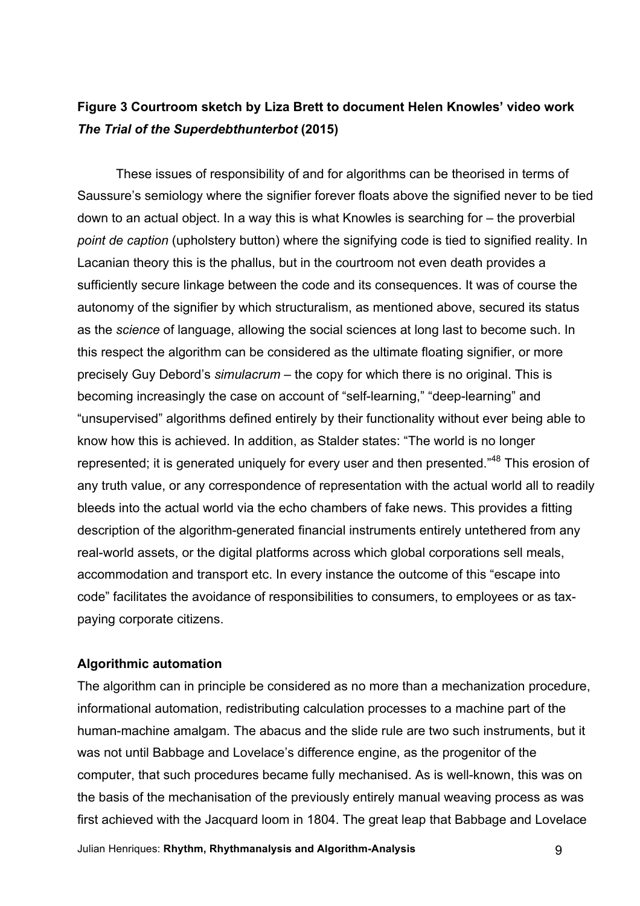**Figure 3 Courtroom sketch by Liza Brett to document Helen Knowles' video work *The Trial of the Superdebthunterbot* (2015)**

These issues of responsibility of and for algorithms can be theorised in terms of Saussure's semiology where the signifier forever floats above the signified never to be tied down to an actual object. In a way this is what Knowles is searching for – the proverbial *point de caption* (upholstery button) where the signifying code is tied to signified reality. In Lacanian theory this is the phallus, but in the courtroom not even death provides a sufficiently secure linkage between the code and its consequences. It was of course the autonomy of the signifier by which structuralism, as mentioned above, secured its status as the *science* of language, allowing the social sciences at long last to become such. In this respect the algorithm can be considered as the ultimate floating signifier, or more precisely Guy Debord's *simulacrum* – the copy for which there is no original. This is becoming increasingly the case on account of "self-learning," "deep-learning" and "unsupervised" algorithms defined entirely by their functionality without ever being able to know how this is achieved. In addition, as Stalder states: "The world is no longer represented; it is generated uniquely for every user and then presented."[48] This erosion of any truth value, or any correspondence of representation with the actual world all to readily bleeds into the actual world via the echo chambers of fake news. This provides a fitting description of the algorithm-generated financial instruments entirely untethered from any real-world assets, or the digital platforms across which global corporations sell meals, accommodation and transport etc. In every instance the outcome of this "escape into code" facilitates the avoidance of responsibilities to consumers, to employees or as tax-paying corporate citizens.

### Algorithmic automation

The algorithm can in principle be considered as no more than a mechanization procedure, informational automation, redistributing calculation processes to a machine part of the human-machine amalgam. The abacus and the slide rule are two such instruments, but it was not until Babbage and Lovelace's difference engine, as the progenitor of the computer, that such procedures became fully mechanised. As is well-known, this was on the basis of the mechanisation of the previously entirely manual weaving process as was first achieved with the Jacquard loom in 1804. The great leap that Babbage and Lovelace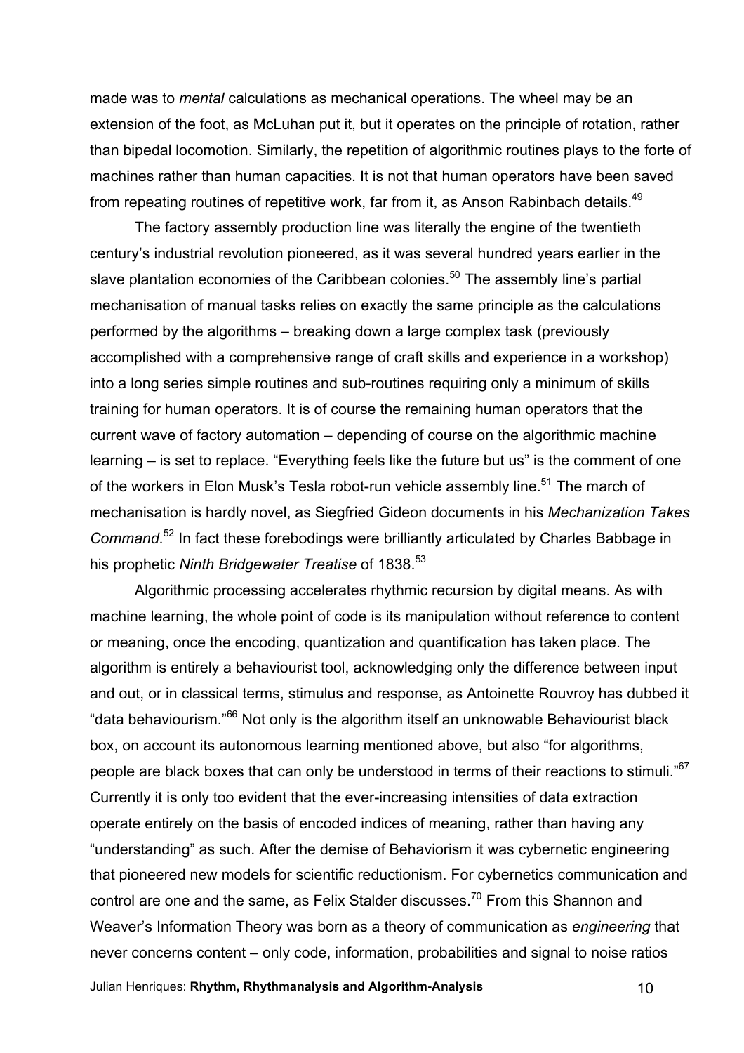made was to *mental* calculations as mechanical operations. The wheel may be an extension of the foot, as McLuhan put it, but it operates on the principle of rotation, rather than bipedal locomotion. Similarly, the repetition of algorithmic routines plays to the forte of machines rather than human capacities. It is not that human operators have been saved from repeating routines of repetitive work, far from it, as Anson Rabinbach details.[49]

The factory assembly production line was literally the engine of the twentieth century's industrial revolution pioneered, as it was several hundred years earlier in the slave plantation economies of the Caribbean colonies.[50] The assembly line's partial mechanisation of manual tasks relies on exactly the same principle as the calculations performed by the algorithms – breaking down a large complex task (previously accomplished with a comprehensive range of craft skills and experience in a workshop) into a long series simple routines and sub-routines requiring only a minimum of skills training for human operators. It is of course the remaining human operators that the current wave of factory automation – depending of course on the algorithmic machine learning – is set to replace. "Everything feels like the future but us" is the comment of one of the workers in Elon Musk's Tesla robot-run vehicle assembly line.[51] The march of mechanisation is hardly novel, as Siegfried Gideon documents in his *Mechanization Takes Command*.[52] In fact these forebodings were brilliantly articulated by Charles Babbage in his prophetic *Ninth Bridgewater Treatise* of 1838.[53]

Algorithmic processing accelerates rhythmic recursion by digital means. As with machine learning, the whole point of code is its manipulation without reference to content or meaning, once the encoding, quantization and quantification has taken place. The algorithm is entirely a behaviourist tool, acknowledging only the difference between input and out, or in classical terms, stimulus and response, as Antoinette Rouvroy has dubbed it "data behaviourism."[66] Not only is the algorithm itself an unknowable Behaviourist black box, on account its autonomous learning mentioned above, but also "for algorithms, people are black boxes that can only be understood in terms of their reactions to stimuli."[67] Currently it is only too evident that the ever-increasing intensities of data extraction operate entirely on the basis of encoded indices of meaning, rather than having any "understanding" as such. After the demise of Behaviorism it was cybernetic engineering that pioneered new models for scientific reductionism. For cybernetics communication and control are one and the same, as Felix Stalder discusses.[70] From this Shannon and Weaver's Information Theory was born as a theory of communication as *engineering* that never concerns content – only code, information, probabilities and signal to noise ratios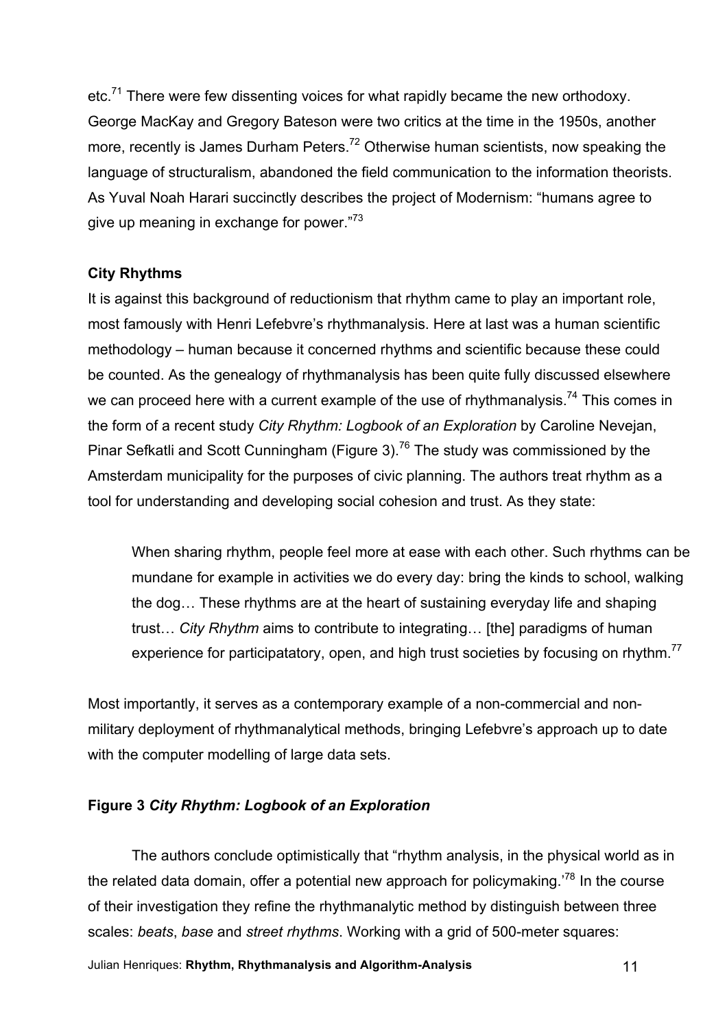etc.[71] There were few dissenting voices for what rapidly became the new orthodoxy. George MacKay and Gregory Bateson were two critics at the time in the 1950s, another more, recently is James Durham Peters.[72] Otherwise human scientists, now speaking the language of structuralism, abandoned the field communication to the information theorists. As Yuval Noah Harari succinctly describes the project of Modernism: "humans agree to give up meaning in exchange for power."[73]

**City Rhythms**

It is against this background of reductionism that rhythm came to play an important role, most famously with Henri Lefebvre's rhythmanalysis. Here at last was a human scientific methodology – human because it concerned rhythms and scientific because these could be counted. As the genealogy of rhythmanalysis has been quite fully discussed elsewhere we can proceed here with a current example of the use of rhythmanalysis.[74] This comes in the form of a recent study *City Rhythm: Logbook of an Exploration* by Caroline Nevejan, Pinar Sefkatli and Scott Cunningham (Figure 3).[76] The study was commissioned by the Amsterdam municipality for the purposes of civic planning. The authors treat rhythm as a tool for understanding and developing social cohesion and trust. As they state:

> When sharing rhythm, people feel more at ease with each other. Such rhythms can be mundane for example in activities we do every day: bring the kinds to school, walking the dog… These rhythms are at the heart of sustaining everyday life and shaping trust… *City Rhythm* aims to contribute to integrating… [the] paradigms of human experience for participatatory, open, and high trust societies by focusing on rhythm.[77]

Most importantly, it serves as a contemporary example of a non-commercial and non-military deployment of rhythmanalytical methods, bringing Lefebvre's approach up to date with the computer modelling of large data sets.

**Figure 3 *City Rhythm: Logbook of an Exploration***

The authors conclude optimistically that "rhythm analysis, in the physical world as in the related data domain, offer a potential new approach for policymaking.'[78] In the course of their investigation they refine the rhythmanalytic method by distinguish between three scales: *beats*, *base* and *street rhythms*. Working with a grid of 500-meter squares: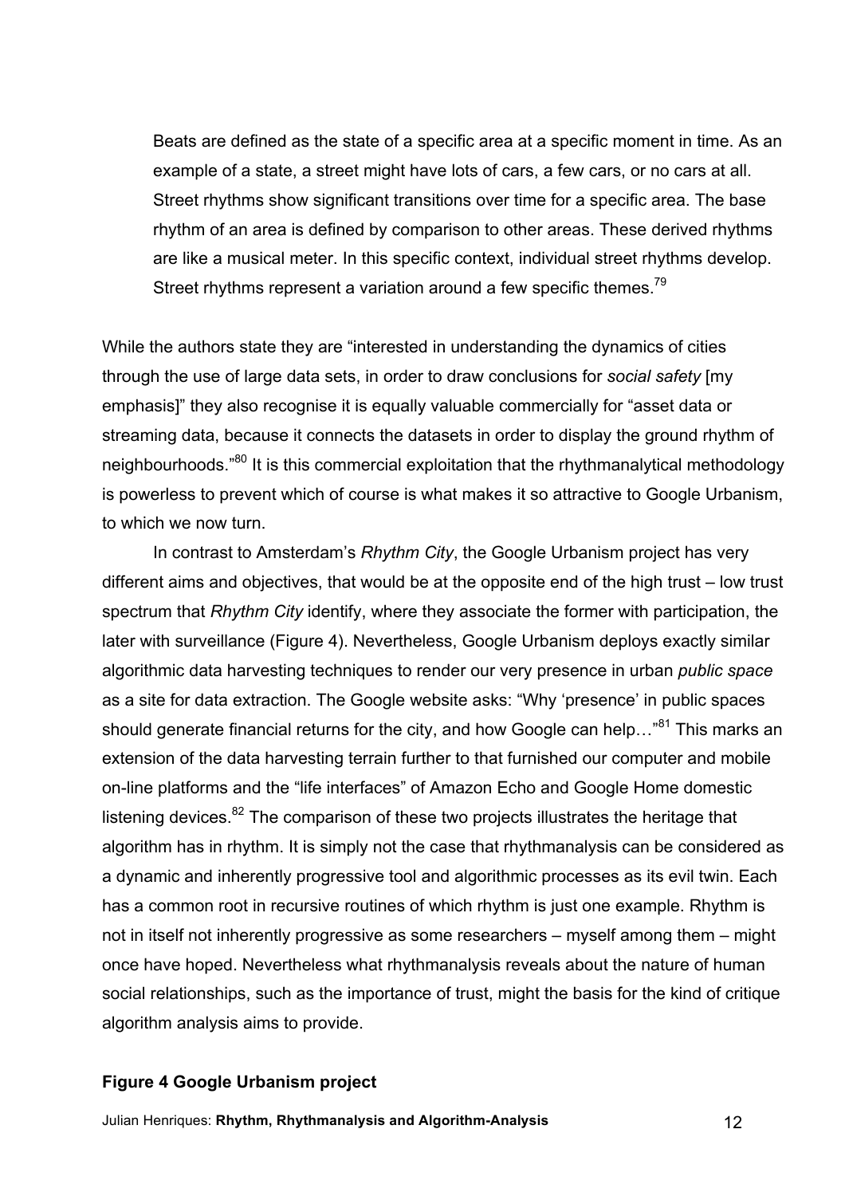> Beats are defined as the state of a specific area at a specific moment in time. As an example of a state, a street might have lots of cars, a few cars, or no cars at all. Street rhythms show significant transitions over time for a specific area. The base rhythm of an area is defined by comparison to other areas. These derived rhythms are like a musical meter. In this specific context, individual street rhythms develop. Street rhythms represent a variation around a few specific themes.[79]

While the authors state they are "interested in understanding the dynamics of cities through the use of large data sets, in order to draw conclusions for *social safety* [my emphasis]" they also recognise it is equally valuable commercially for "asset data or streaming data, because it connects the datasets in order to display the ground rhythm of neighbourhoods."[80] It is this commercial exploitation that the rhythmanalytical methodology is powerless to prevent which of course is what makes it so attractive to Google Urbanism, to which we now turn.

In contrast to Amsterdam's *Rhythm City*, the Google Urbanism project has very different aims and objectives, that would be at the opposite end of the high trust – low trust spectrum that *Rhythm City* identify, where they associate the former with participation, the later with surveillance (Figure 4). Nevertheless, Google Urbanism deploys exactly similar algorithmic data harvesting techniques to render our very presence in urban *public space* as a site for data extraction. The Google website asks: "Why 'presence' in public spaces should generate financial returns for the city, and how Google can help…"[81] This marks an extension of the data harvesting terrain further to that furnished our computer and mobile on-line platforms and the "life interfaces" of Amazon Echo and Google Home domestic listening devices.[82] The comparison of these two projects illustrates the heritage that algorithm has in rhythm. It is simply not the case that rhythmanalysis can be considered as a dynamic and inherently progressive tool and algorithmic processes as its evil twin. Each has a common root in recursive routines of which rhythm is just one example. Rhythm is not in itself not inherently progressive as some researchers – myself among them – might once have hoped. Nevertheless what rhythmanalysis reveals about the nature of human social relationships, such as the importance of trust, might the basis for the kind of critique algorithm analysis aims to provide.

**Figure 4 Google Urbanism project**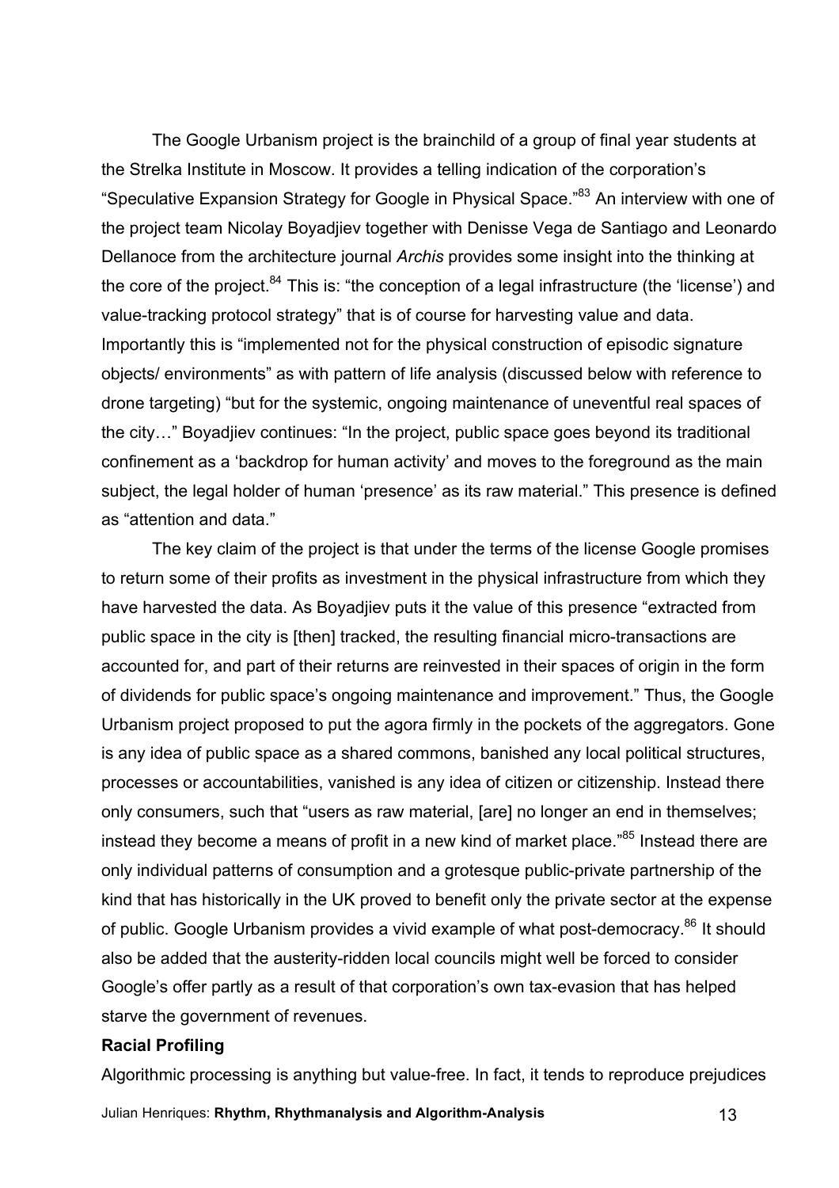The Google Urbanism project is the brainchild of a group of final year students at the Strelka Institute in Moscow. It provides a telling indication of the corporation's "Speculative Expansion Strategy for Google in Physical Space."[83] An interview with one of the project team Nicolay Boyadjiev together with Denisse Vega de Santiago and Leonardo Dellanoce from the architecture journal *Archis* provides some insight into the thinking at the core of the project.[84] This is: "the conception of a legal infrastructure (the 'license') and value-tracking protocol strategy" that is of course for harvesting value and data. Importantly this is "implemented not for the physical construction of episodic signature objects/ environments" as with pattern of life analysis (discussed below with reference to drone targeting) "but for the systemic, ongoing maintenance of uneventful real spaces of the city…" Boyadjiev continues: "In the project, public space goes beyond its traditional confinement as a 'backdrop for human activity' and moves to the foreground as the main subject, the legal holder of human 'presence' as its raw material." This presence is defined as "attention and data."

The key claim of the project is that under the terms of the license Google promises to return some of their profits as investment in the physical infrastructure from which they have harvested the data. As Boyadjiev puts it the value of this presence "extracted from public space in the city is [then] tracked, the resulting financial micro-transactions are accounted for, and part of their returns are reinvested in their spaces of origin in the form of dividends for public space's ongoing maintenance and improvement." Thus, the Google Urbanism project proposed to put the agora firmly in the pockets of the aggregators. Gone is any idea of public space as a shared commons, banished any local political structures, processes or accountabilities, vanished is any idea of citizen or citizenship. Instead there only consumers, such that "users as raw material, [are] no longer an end in themselves; instead they become a means of profit in a new kind of market place."[85] Instead there are only individual patterns of consumption and a grotesque public-private partnership of the kind that has historically in the UK proved to benefit only the private sector at the expense of public. Google Urbanism provides a vivid example of what post-democracy.[86] It should also be added that the austerity-ridden local councils might well be forced to consider Google's offer partly as a result of that corporation's own tax-evasion that has helped starve the government of revenues.

**Racial Profiling**

Algorithmic processing is anything but value-free. In fact, it tends to reproduce prejudices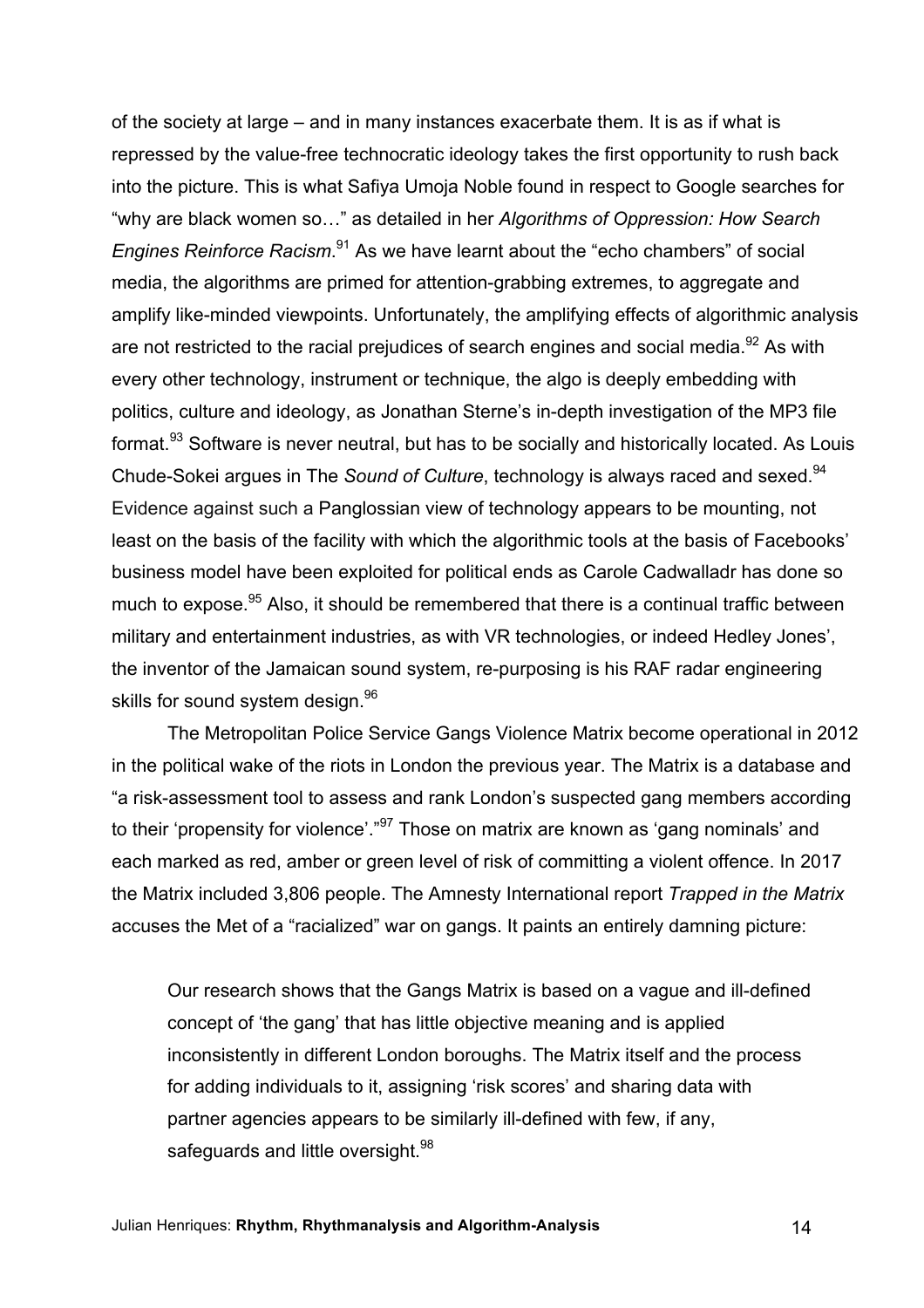of the society at large – and in many instances exacerbate them. It is as if what is repressed by the value-free technocratic ideology takes the first opportunity to rush back into the picture. This is what Safiya Umoja Noble found in respect to Google searches for "why are black women so…" as detailed in her *Algorithms of Oppression: How Search Engines Reinforce Racism*.[91] As we have learnt about the "echo chambers" of social media, the algorithms are primed for attention-grabbing extremes, to aggregate and amplify like-minded viewpoints. Unfortunately, the amplifying effects of algorithmic analysis are not restricted to the racial prejudices of search engines and social media.[92] As with every other technology, instrument or technique, the algo is deeply embedding with politics, culture and ideology, as Jonathan Sterne's in-depth investigation of the MP3 file format.[93] Software is never neutral, but has to be socially and historically located. As Louis Chude-Sokei argues in The *Sound of Culture*, technology is always raced and sexed.[94] Evidence against such a Panglossian view of technology appears to be mounting, not least on the basis of the facility with which the algorithmic tools at the basis of Facebooks' business model have been exploited for political ends as Carole Cadwalladr has done so much to expose.[95] Also, it should be remembered that there is a continual traffic between military and entertainment industries, as with VR technologies, or indeed Hedley Jones', the inventor of the Jamaican sound system, re-purposing is his RAF radar engineering skills for sound system design.[96]

The Metropolitan Police Service Gangs Violence Matrix become operational in 2012 in the political wake of the riots in London the previous year. The Matrix is a database and "a risk-assessment tool to assess and rank London's suspected gang members according to their 'propensity for violence'."[97] Those on matrix are known as 'gang nominals' and each marked as red, amber or green level of risk of committing a violent offence. In 2017 the Matrix included 3,806 people. The Amnesty International report *Trapped in the Matrix* accuses the Met of a "racialized" war on gangs. It paints an entirely damning picture:

> Our research shows that the Gangs Matrix is based on a vague and ill-defined concept of 'the gang' that has little objective meaning and is applied inconsistently in different London boroughs. The Matrix itself and the process for adding individuals to it, assigning 'risk scores' and sharing data with partner agencies appears to be similarly ill-defined with few, if any, safeguards and little oversight.[98]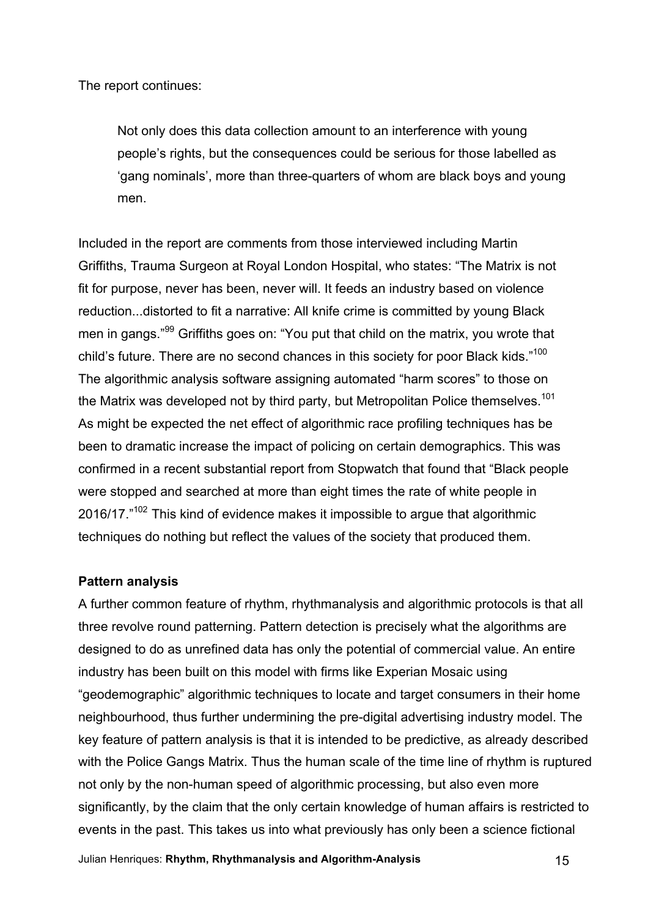The report continues:

> Not only does this data collection amount to an interference with young people's rights, but the consequences could be serious for those labelled as 'gang nominals', more than three-quarters of whom are black boys and young men.

Included in the report are comments from those interviewed including Martin Griffiths, Trauma Surgeon at Royal London Hospital, who states: "The Matrix is not fit for purpose, never has been, never will. It feeds an industry based on violence reduction...distorted to fit a narrative: All knife crime is committed by young Black men in gangs."[99] Griffiths goes on: "You put that child on the matrix, you wrote that child's future. There are no second chances in this society for poor Black kids."[100] The algorithmic analysis software assigning automated "harm scores" to those on the Matrix was developed not by third party, but Metropolitan Police themselves.[101] As might be expected the net effect of algorithmic race profiling techniques has be been to dramatic increase the impact of policing on certain demographics. This was confirmed in a recent substantial report from Stopwatch that found that "Black people were stopped and searched at more than eight times the rate of white people in 2016/17."[102] This kind of evidence makes it impossible to argue that algorithmic techniques do nothing but reflect the values of the society that produced them.

**Pattern analysis**

A further common feature of rhythm, rhythmanalysis and algorithmic protocols is that all three revolve round patterning. Pattern detection is precisely what the algorithms are designed to do as unrefined data has only the potential of commercial value. An entire industry has been built on this model with firms like Experian Mosaic using "geodemographic" algorithmic techniques to locate and target consumers in their home neighbourhood, thus further undermining the pre-digital advertising industry model. The key feature of pattern analysis is that it is intended to be predictive, as already described with the Police Gangs Matrix. Thus the human scale of the time line of rhythm is ruptured not only by the non-human speed of algorithmic processing, but also even more significantly, by the claim that the only certain knowledge of human affairs is restricted to events in the past. This takes us into what previously has only been a science fictional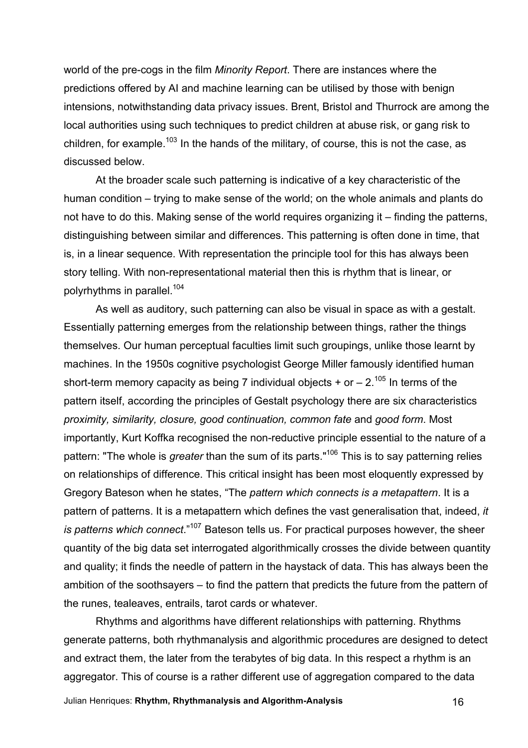world of the pre-cogs in the film *Minority Report*. There are instances where the predictions offered by AI and machine learning can be utilised by those with benign intensions, notwithstanding data privacy issues. Brent, Bristol and Thurrock are among the local authorities using such techniques to predict children at abuse risk, or gang risk to children, for example.[103] In the hands of the military, of course, this is not the case, as discussed below.

At the broader scale such patterning is indicative of a key characteristic of the human condition – trying to make sense of the world; on the whole animals and plants do not have to do this. Making sense of the world requires organizing it – finding the patterns, distinguishing between similar and differences. This patterning is often done in time, that is, in a linear sequence. With representation the principle tool for this has always been story telling. With non-representational material then this is rhythm that is linear, or polyrhythms in parallel.[104]

As well as auditory, such patterning can also be visual in space as with a gestalt. Essentially patterning emerges from the relationship between things, rather the things themselves. Our human perceptual faculties limit such groupings, unlike those learnt by machines. In the 1950s cognitive psychologist George Miller famously identified human short-term memory capacity as being 7 individual objects + or – 2.[105] In terms of the pattern itself, according the principles of Gestalt psychology there are six characteristics *proximity, similarity, closure, good continuation, common fate* and *good form*. Most importantly, Kurt Koffka recognised the non-reductive principle essential to the nature of a pattern: "The whole is *greater* than the sum of its parts."[106] This is to say patterning relies on relationships of difference. This critical insight has been most eloquently expressed by Gregory Bateson when he states, "The *pattern which connects is a metapattern*. It is a pattern of patterns. It is a metapattern which defines the vast generalisation that, indeed, *it is patterns which connect*."[107] Bateson tells us. For practical purposes however, the sheer quantity of the big data set interrogated algorithmically crosses the divide between quantity and quality; it finds the needle of pattern in the haystack of data. This has always been the ambition of the soothsayers – to find the pattern that predicts the future from the pattern of the runes, tealeaves, entrails, tarot cards or whatever.

Rhythms and algorithms have different relationships with patterning. Rhythms generate patterns, both rhythmanalysis and algorithmic procedures are designed to detect and extract them, the later from the terabytes of big data. In this respect a rhythm is an aggregator. This of course is a rather different use of aggregation compared to the data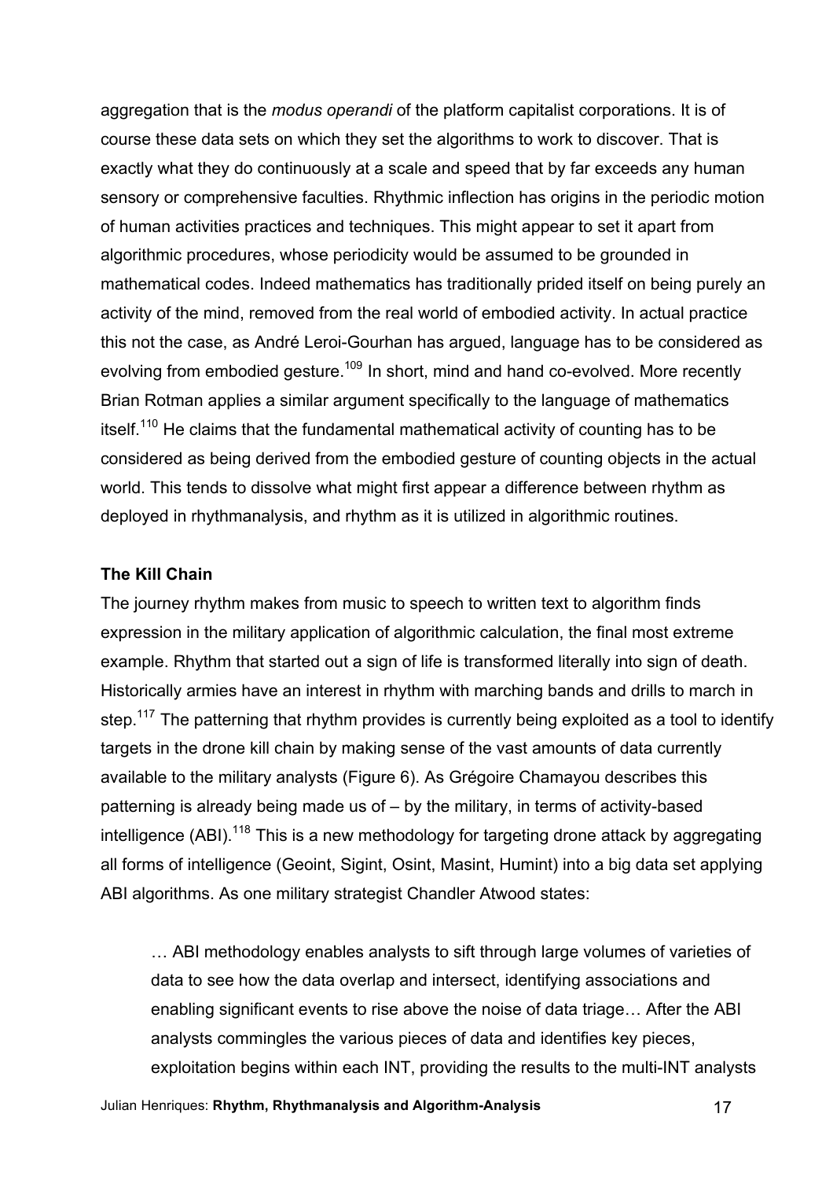aggregation that is the *modus operandi* of the platform capitalist corporations. It is of course these data sets on which they set the algorithms to work to discover. That is exactly what they do continuously at a scale and speed that by far exceeds any human sensory or comprehensive faculties. Rhythmic inflection has origins in the periodic motion of human activities practices and techniques. This might appear to set it apart from algorithmic procedures, whose periodicity would be assumed to be grounded in mathematical codes. Indeed mathematics has traditionally prided itself on being purely an activity of the mind, removed from the real world of embodied activity. In actual practice this not the case, as André Leroi-Gourhan has argued, language has to be considered as evolving from embodied gesture.[109] In short, mind and hand co-evolved. More recently Brian Rotman applies a similar argument specifically to the language of mathematics itself.[110] He claims that the fundamental mathematical activity of counting has to be considered as being derived from the embodied gesture of counting objects in the actual world. This tends to dissolve what might first appear a difference between rhythm as deployed in rhythmanalysis, and rhythm as it is utilized in algorithmic routines.

**The Kill Chain**

The journey rhythm makes from music to speech to written text to algorithm finds expression in the military application of algorithmic calculation, the final most extreme example. Rhythm that started out a sign of life is transformed literally into sign of death. Historically armies have an interest in rhythm with marching bands and drills to march in step.[117] The patterning that rhythm provides is currently being exploited as a tool to identify targets in the drone kill chain by making sense of the vast amounts of data currently available to the military analysts (Figure 6). As Grégoire Chamayou describes this patterning is already being made us of – by the military, in terms of activity-based intelligence (ABI).[118] This is a new methodology for targeting drone attack by aggregating all forms of intelligence (Geoint, Sigint, Osint, Masint, Humint) into a big data set applying ABI algorithms. As one military strategist Chandler Atwood states:

> … ABI methodology enables analysts to sift through large volumes of varieties of data to see how the data overlap and intersect, identifying associations and enabling significant events to rise above the noise of data triage… After the ABI analysts commingles the various pieces of data and identifies key pieces, exploitation begins within each INT, providing the results to the multi-INT analysts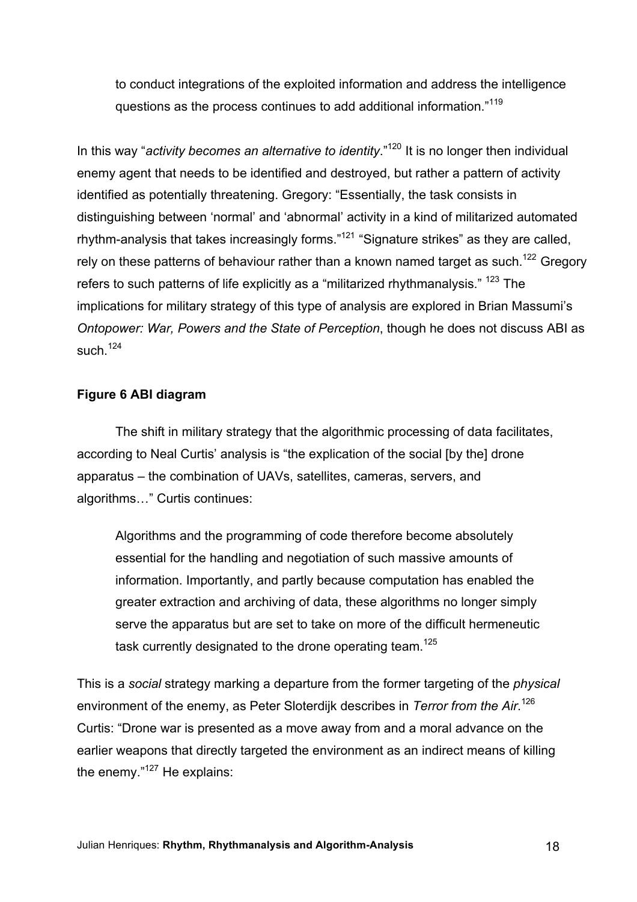> to conduct integrations of the exploited information and address the intelligence questions as the process continues to add additional information."[119]

In this way "*activity becomes an alternative to identity*."[120] It is no longer then individual enemy agent that needs to be identified and destroyed, but rather a pattern of activity identified as potentially threatening. Gregory: "Essentially, the task consists in distinguishing between 'normal' and 'abnormal' activity in a kind of militarized automated rhythm-analysis that takes increasingly forms."[121] "Signature strikes" as they are called, rely on these patterns of behaviour rather than a known named target as such.[122] Gregory refers to such patterns of life explicitly as a "militarized rhythmanalysis." [123] The implications for military strategy of this type of analysis are explored in Brian Massumi's *Ontopower: War, Powers and the State of Perception*, though he does not discuss ABI as such.[124]

**Figure 6 ABI diagram**

The shift in military strategy that the algorithmic processing of data facilitates, according to Neal Curtis' analysis is "the explication of the social [by the] drone apparatus – the combination of UAVs, satellites, cameras, servers, and algorithms…" Curtis continues:

> Algorithms and the programming of code therefore become absolutely essential for the handling and negotiation of such massive amounts of information. Importantly, and partly because computation has enabled the greater extraction and archiving of data, these algorithms no longer simply serve the apparatus but are set to take on more of the difficult hermeneutic task currently designated to the drone operating team.[125]

This is a *social* strategy marking a departure from the former targeting of the *physical* environment of the enemy, as Peter Sloterdijk describes in *Terror from the Air*.[126] Curtis: "Drone war is presented as a move away from and a moral advance on the earlier weapons that directly targeted the environment as an indirect means of killing the enemy."[127] He explains: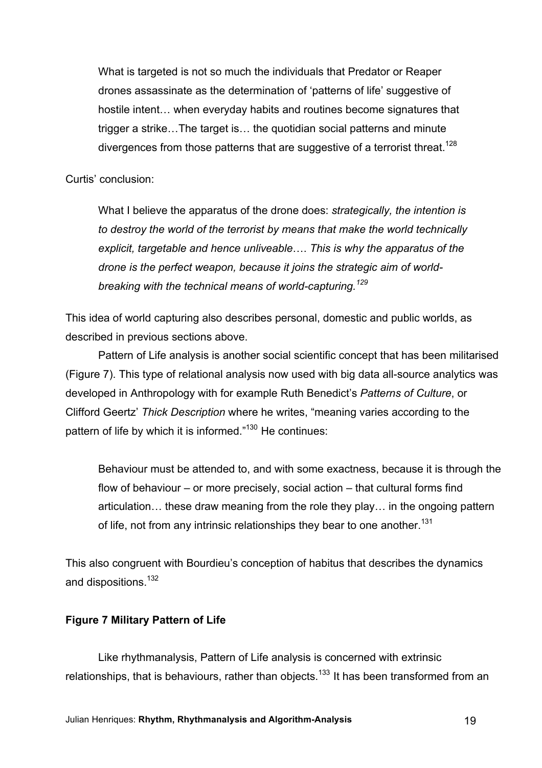> What is targeted is not so much the individuals that Predator or Reaper drones assassinate as the determination of 'patterns of life' suggestive of hostile intent… when everyday habits and routines become signatures that trigger a strike…The target is… the quotidian social patterns and minute divergences from those patterns that are suggestive of a terrorist threat.[128]

Curtis' conclusion:

> What I believe the apparatus of the drone does: *strategically, the intention is to destroy the world of the terrorist by means that make the world technically explicit, targetable and hence unliveable*…. *This is why the apparatus of the drone is the perfect weapon, because it joins the strategic aim of world-breaking with the technical means of world-capturing.*[129]

This idea of world capturing also describes personal, domestic and public worlds, as described in previous sections above.

Pattern of Life analysis is another social scientific concept that has been militarised (Figure 7). This type of relational analysis now used with big data all-source analytics was developed in Anthropology with for example Ruth Benedict's *Patterns of Culture*, or Clifford Geertz' *Thick Description* where he writes, "meaning varies according to the pattern of life by which it is informed."[130] He continues:

> Behaviour must be attended to, and with some exactness, because it is through the flow of behaviour – or more precisely, social action – that cultural forms find articulation… these draw meaning from the role they play… in the ongoing pattern of life, not from any intrinsic relationships they bear to one another.[131]

This also congruent with Bourdieu's conception of habitus that describes the dynamics and dispositions.[132]

**Figure 7 Military Pattern of Life**

Like rhythmanalysis, Pattern of Life analysis is concerned with extrinsic relationships, that is behaviours, rather than objects.[133] It has been transformed from an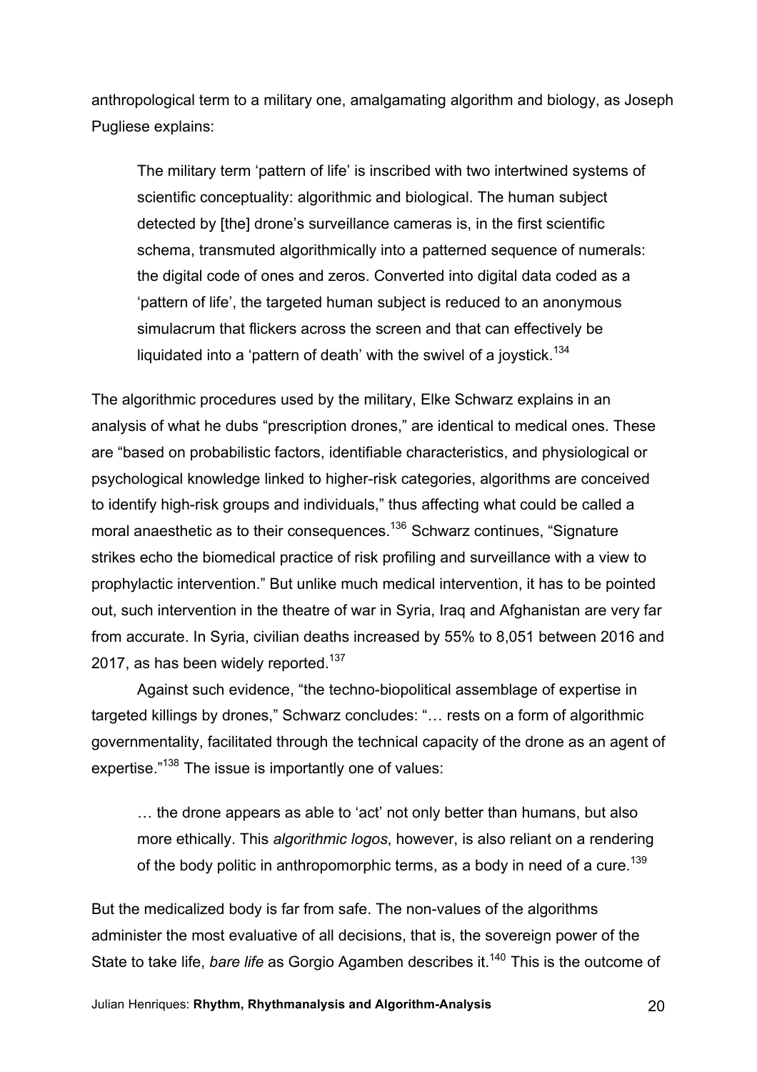anthropological term to a military one, amalgamating algorithm and biology, as Joseph Pugliese explains:

> The military term 'pattern of life' is inscribed with two intertwined systems of scientific conceptuality: algorithmic and biological. The human subject detected by [the] drone's surveillance cameras is, in the first scientific schema, transmuted algorithmically into a patterned sequence of numerals: the digital code of ones and zeros. Converted into digital data coded as a 'pattern of life', the targeted human subject is reduced to an anonymous simulacrum that flickers across the screen and that can effectively be liquidated into a 'pattern of death' with the swivel of a joystick.[134]

The algorithmic procedures used by the military, Elke Schwarz explains in an analysis of what he dubs "prescription drones," are identical to medical ones. These are "based on probabilistic factors, identifiable characteristics, and physiological or psychological knowledge linked to higher-risk categories, algorithms are conceived to identify high-risk groups and individuals," thus affecting what could be called a moral anaesthetic as to their consequences.[136] Schwarz continues, "Signature strikes echo the biomedical practice of risk profiling and surveillance with a view to prophylactic intervention." But unlike much medical intervention, it has to be pointed out, such intervention in the theatre of war in Syria, Iraq and Afghanistan are very far from accurate. In Syria, civilian deaths increased by 55% to 8,051 between 2016 and 2017, as has been widely reported.[137]

Against such evidence, "the techno-biopolitical assemblage of expertise in targeted killings by drones," Schwarz concludes: "… rests on a form of algorithmic governmentality, facilitated through the technical capacity of the drone as an agent of expertise."[138] The issue is importantly one of values:

> … the drone appears as able to 'act' not only better than humans, but also more ethically. This *algorithmic logos*, however, is also reliant on a rendering of the body politic in anthropomorphic terms, as a body in need of a cure.[139]

But the medicalized body is far from safe. The non-values of the algorithms administer the most evaluative of all decisions, that is, the sovereign power of the State to take life, *bare life* as Gorgio Agamben describes it.[140] This is the outcome of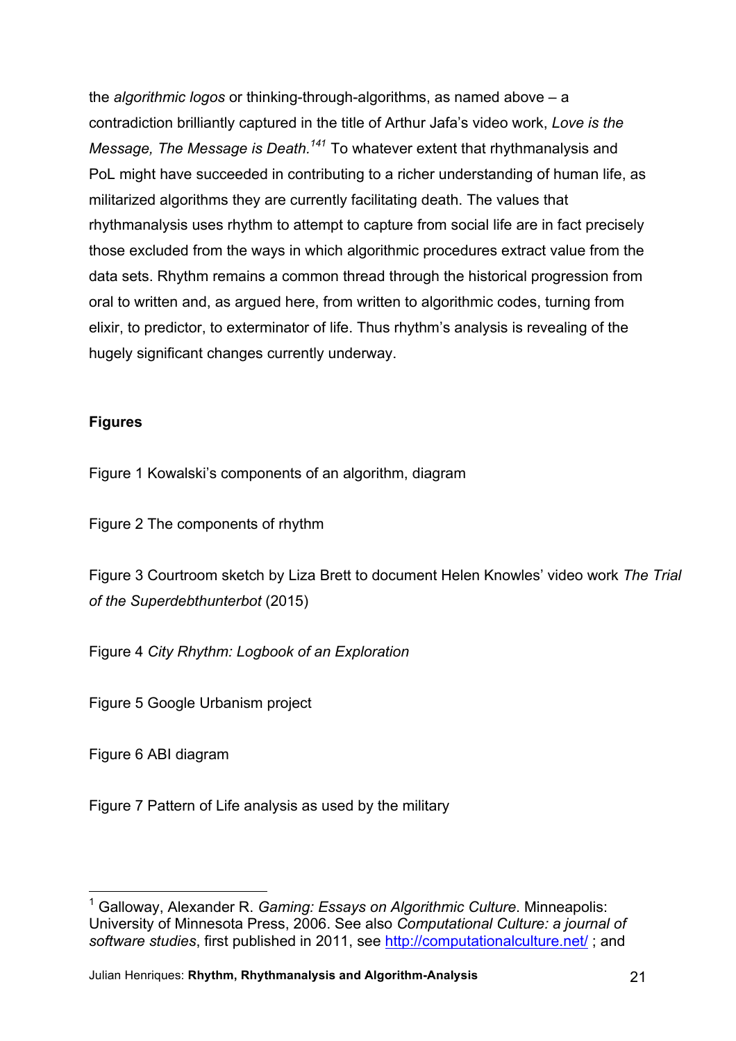the *algorithmic logos* or thinking-through-algorithms, as named above – a contradiction brilliantly captured in the title of Arthur Jafa's video work, *Love is the Message, The Message is Death.*[141] To whatever extent that rhythmanalysis and PoL might have succeeded in contributing to a richer understanding of human life, as militarized algorithms they are currently facilitating death. The values that rhythmanalysis uses rhythm to attempt to capture from social life are in fact precisely those excluded from the ways in which algorithmic procedures extract value from the data sets. Rhythm remains a common thread through the historical progression from oral to written and, as argued here, from written to algorithmic codes, turning from elixir, to predictor, to exterminator of life. Thus rhythm's analysis is revealing of the hugely significant changes currently underway.

**Figures**

Figure 1 Kowalski's components of an algorithm, diagram

Figure 2 The components of rhythm

Figure 3 Courtroom sketch by Liza Brett to document Helen Knowles' video work *The Trial of the Superdebthunterbot* (2015)

Figure 4 *City Rhythm: Logbook of an Exploration*

Figure 5 Google Urbanism project

Figure 6 ABI diagram

Figure 7 Pattern of Life analysis as used by the military

---

[1] Galloway, Alexander R. *Gaming: Essays on Algorithmic Culture*. Minneapolis: University of Minnesota Press, 2006. See also *Computational Culture: a journal of software studies*, first published in 2011, see http://computationalculture.net/ ; and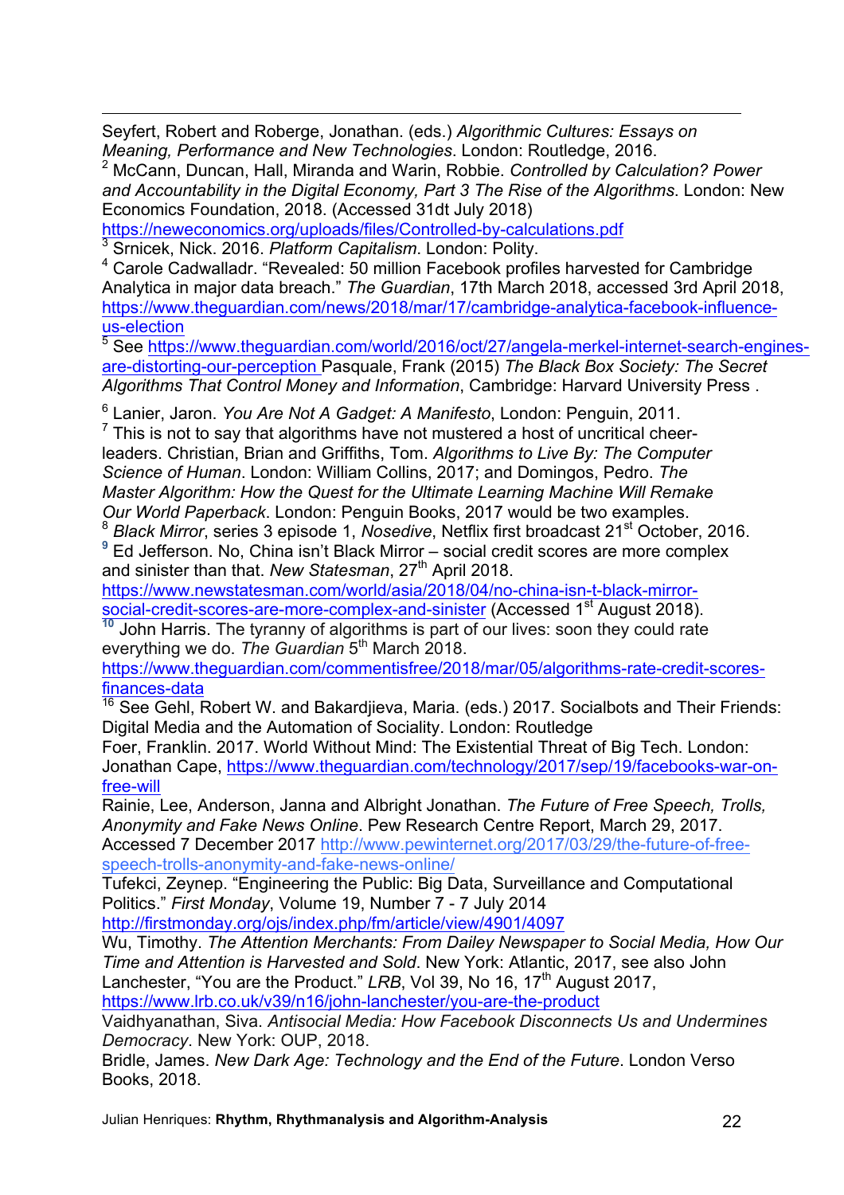Seyfert, Robert and Roberge, Jonathan. (eds.) *Algorithmic Cultures: Essays on Meaning, Performance and New Technologies*. London: Routledge, 2016.

[2] McCann, Duncan, Hall, Miranda and Warin, Robbie. *Controlled by Calculation? Power and Accountability in the Digital Economy, Part 3 The Rise of the Algorithms*. London: New Economics Foundation, 2018. (Accessed 31dt July 2018) https://neweconomics.org/uploads/files/Controlled-by-calculations.pdf

[3] Srnicek, Nick. 2016. *Platform Capitalism*. London: Polity.

[4] Carole Cadwalladr. "Revealed: 50 million Facebook profiles harvested for Cambridge Analytica in major data breach." *The Guardian*, 17th March 2018, accessed 3rd April 2018, https://www.theguardian.com/news/2018/mar/17/cambridge-analytica-facebook-influence-us-election

[5] See https://www.theguardian.com/world/2016/oct/27/angela-merkel-internet-search-engines-are-distorting-our-perception Pasquale, Frank (2015) *The Black Box Society: The Secret Algorithms That Control Money and Information*, Cambridge: Harvard University Press .

[6] Lanier, Jaron. *You Are Not A Gadget: A Manifesto*, London: Penguin, 2011.

[7] This is not to say that algorithms have not mustered a host of uncritical cheer-leaders. Christian, Brian and Griffiths, Tom. *Algorithms to Live By: The Computer Science of Human*. London: William Collins, 2017; and Domingos, Pedro. *The Master Algorithm: How the Quest for the Ultimate Learning Machine Will Remake Our World Paperback*. London: Penguin Books, 2017 would be two examples.

[8] *Black Mirror*, series 3 episode 1, *Nosedive*, Netflix first broadcast 21st October, 2016.

[9] Ed Jefferson. No, China isn't Black Mirror – social credit scores are more complex and sinister than that. *New Statesman*, 27th April 2018. https://www.newstatesman.com/world/asia/2018/04/no-china-isn-t-black-mirror-social-credit-scores-are-more-complex-and-sinister (Accessed 1st August 2018).

[10] John Harris. The tyranny of algorithms is part of our lives: soon they could rate everything we do. *The Guardian* 5th March 2018. https://www.theguardian.com/commentisfree/2018/mar/05/algorithms-rate-credit-scores-finances-data

[16] See Gehl, Robert W. and Bakardjieva, Maria. (eds.) 2017. Socialbots and Their Friends: Digital Media and the Automation of Sociality. London: Routledge

Foer, Franklin. 2017. World Without Mind: The Existential Threat of Big Tech. London: Jonathan Cape, https://www.theguardian.com/technology/2017/sep/19/facebooks-war-on-free-will

Rainie, Lee, Anderson, Janna and Albright Jonathan. *The Future of Free Speech, Trolls, Anonymity and Fake News Online*. Pew Research Centre Report, March 29, 2017. Accessed 7 December 2017 http://www.pewinternet.org/2017/03/29/the-future-of-free-speech-trolls-anonymity-and-fake-news-online/

Tufekci, Zeynep. "Engineering the Public: Big Data, Surveillance and Computational Politics." *First Monday*, Volume 19, Number 7 - 7 July 2014 http://firstmonday.org/ojs/index.php/fm/article/view/4901/4097

Wu, Timothy. *The Attention Merchants: From Dailey Newspaper to Social Media, How Our Time and Attention is Harvested and Sold*. New York: Atlantic, 2017, see also John Lanchester, "You are the Product." *LRB*, Vol 39, No 16, 17th August 2017, https://www.lrb.co.uk/v39/n16/john-lanchester/you-are-the-product

Vaidhyanathan, Siva. *Antisocial Media: How Facebook Disconnects Us and Undermines Democracy*. New York: OUP, 2018.

Bridle, James. *New Dark Age: Technology and the End of the Future*. London Verso Books, 2018.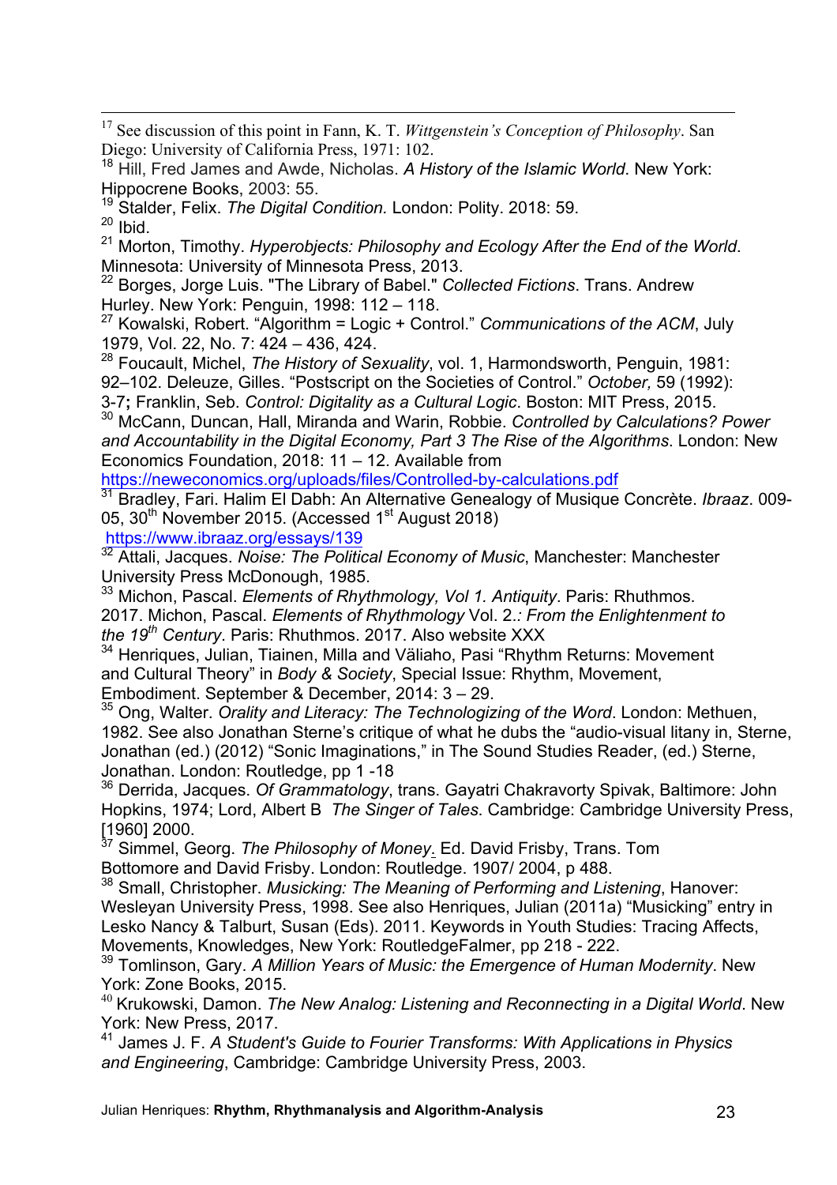[17] See discussion of this point in Fann, K. T. *Wittgenstein's Conception of Philosophy*. San Diego: University of California Press, 1971: 102.

[18] Hill, Fred James and Awde, Nicholas. *A History of the Islamic World*. New York: Hippocrene Books, 2003: 55.

[19] Stalder, Felix. *The Digital Condition.* London: Polity. 2018: 59.

[20] Ibid.

[21] Morton, Timothy. *Hyperobjects: Philosophy and Ecology After the End of the World*. Minnesota: University of Minnesota Press, 2013.

[22] Borges, Jorge Luis. "The Library of Babel." *Collected Fictions*. Trans. Andrew Hurley. New York: Penguin, 1998: 112 – 118.

[27] Kowalski, Robert. "Algorithm = Logic + Control." *Communications of the ACM*, July 1979, Vol. 22, No. 7: 424 – 436, 424.

[28] Foucault, Michel, *The History of Sexuality*, vol. 1, Harmondsworth, Penguin, 1981: 92–102. Deleuze, Gilles. "Postscript on the Societies of Control." *October,* 59 (1992): 3-7**;** Franklin, Seb. *Control: Digitality as a Cultural Logic*. Boston: MIT Press, 2015.

[30] McCann, Duncan, Hall, Miranda and Warin, Robbie. *Controlled by Calculations? Power and Accountability in the Digital Economy, Part 3 The Rise of the Algorithms*. London: New Economics Foundation, 2018: 11 – 12. Available from https://neweconomics.org/uploads/files/Controlled-by-calculations.pdf

[31] Bradley, Fari. Halim El Dabh: An Alternative Genealogy of Musique Concrète. *Ibraaz*. 009-05, 30th November 2015. (Accessed 1st August 2018) https://www.ibraaz.org/essays/139

[32] Attali, Jacques. *Noise: The Political Economy of Music*, Manchester: Manchester University Press McDonough, 1985.

[33] Michon, Pascal. *Elements of Rhythmology, Vol 1. Antiquity*. Paris: Rhuthmos. 2017. Michon, Pascal. *Elements of Rhythmology* Vol. 2.*: From the Enlightenment to the 19th Century*. Paris: Rhuthmos. 2017. Also website XXX

[34] Henriques, Julian, Tiainen, Milla and Väliaho, Pasi "Rhythm Returns: Movement and Cultural Theory" in *Body & Society*, Special Issue: Rhythm, Movement, Embodiment. September & December, 2014: 3 – 29.

[35] Ong, Walter. *Orality and Literacy: The Technologizing of the Word*. London: Methuen, 1982. See also Jonathan Sterne's critique of what he dubs the "audio-visual litany in, Sterne, Jonathan (ed.) (2012) "Sonic Imaginations," in The Sound Studies Reader, (ed.) Sterne, Jonathan. London: Routledge, pp 1 -18

[36] Derrida, Jacques. *Of Grammatology*, trans. Gayatri Chakravorty Spivak, Baltimore: John Hopkins, 1974; Lord, Albert B *The Singer of Tales*. Cambridge: Cambridge University Press, [1960] 2000.

[37] Simmel, Georg. *The Philosophy of Money*. Ed. David Frisby, Trans. Tom Bottomore and David Frisby. London: Routledge. 1907/ 2004, p 488.

[38] Small, Christopher. *Musicking: The Meaning of Performing and Listening*, Hanover: Wesleyan University Press, 1998. See also Henriques, Julian (2011a) "Musicking" entry in Lesko Nancy & Talburt, Susan (Eds). 2011. Keywords in Youth Studies: Tracing Affects, Movements, Knowledges, New York: RoutledgeFalmer, pp 218 - 222.

[39] Tomlinson, Gary. *A Million Years of Music: the Emergence of Human Modernity*. New York: Zone Books, 2015.

[40] Krukowski, Damon. *The New Analog: Listening and Reconnecting in a Digital World*. New York: New Press, 2017.

[41] James J. F. *A Student's Guide to Fourier Transforms: With Applications in Physics and Engineering*, Cambridge: Cambridge University Press, 2003.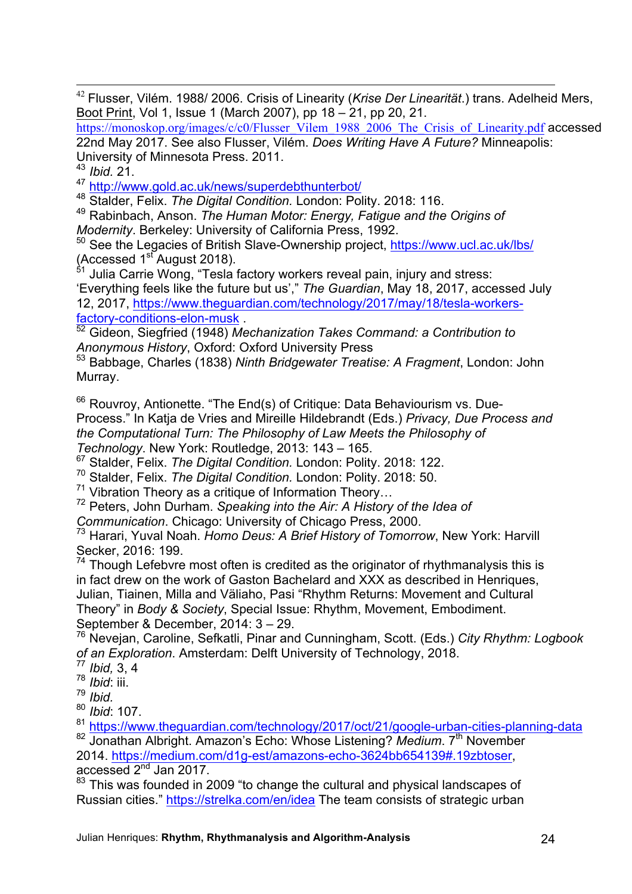[42] Flusser, Vilém. 1988/ 2006. Crisis of Linearity (*Krise Der Linearität*.) trans. Adelheid Mers, Boot Print, Vol 1, Issue 1 (March 2007), pp 18 – 21, pp 20, 21. https://monoskop.org/images/c/c0/Flusser_Vilem_1988_2006_The_Crisis_of_Linearity.pdf accessed 22nd May 2017. See also Flusser, Vilém. *Does Writing Have A Future?* Minneapolis: University of Minnesota Press. 2011.

[43] *Ibid*. 21.

[47] http://www.gold.ac.uk/news/superdebthunterbot/

[48] Stalder, Felix. *The Digital Condition.* London: Polity. 2018: 116.

[49] Rabinbach, Anson. *The Human Motor: Energy, Fatigue and the Origins of Modernity*. Berkeley: University of California Press, 1992.

[50] See the Legacies of British Slave-Ownership project, https://www.ucl.ac.uk/lbs/ (Accessed 1st August 2018).

[51] Julia Carrie Wong, "Tesla factory workers reveal pain, injury and stress: 'Everything feels like the future but us'," *The Guardian*, May 18, 2017, accessed July 12, 2017, https://www.theguardian.com/technology/2017/may/18/tesla-workers-factory-conditions-elon-musk .

[52] Gideon, Siegfried (1948) *Mechanization Takes Command: a Contribution to Anonymous History*, Oxford: Oxford University Press

[53] Babbage, Charles (1838) *Ninth Bridgewater Treatise: A Fragment*, London: John Murray.

[66] Rouvroy, Antionette. "The End(s) of Critique: Data Behaviourism vs. Due-Process." In Katja de Vries and Mireille Hildebrandt (Eds.) *Privacy, Due Process and the Computational Turn: The Philosophy of Law Meets the Philosophy of Technology*. New York: Routledge, 2013: 143 – 165.

[67] Stalder, Felix. *The Digital Condition.* London: Polity. 2018: 122.

[70] Stalder, Felix. *The Digital Condition.* London: Polity. 2018: 50.

[71] Vibration Theory as a critique of Information Theory…

[72] Peters, John Durham. *Speaking into the Air: A History of the Idea of Communication*. Chicago: University of Chicago Press, 2000.

[73] Harari, Yuval Noah. *Homo Deus: A Brief History of Tomorrow*, New York: Harvill Secker, 2016: 199.

[74] Though Lefebvre most often is credited as the originator of rhythmanalysis this is in fact drew on the work of Gaston Bachelard and XXX as described in Henriques, Julian, Tiainen, Milla and Väliaho, Pasi "Rhythm Returns: Movement and Cultural Theory" in *Body & Society*, Special Issue: Rhythm, Movement, Embodiment. September & December, 2014: 3 – 29.

[76] Nevejan, Caroline, Sefkatli, Pinar and Cunningham, Scott. (Eds.) *City Rhythm: Logbook of an Exploration*. Amsterdam: Delft University of Technology, 2018.

[77] *Ibid,* 3, 4

[78] *Ibid*: iii.

[79] *Ibid.*

[80] *Ibid*: 107.

[81] https://www.theguardian.com/technology/2017/oct/21/google-urban-cities-planning-data

[82] Jonathan Albright. Amazon's Echo: Whose Listening? *Medium*. 7th November 2014. https://medium.com/d1g-est/amazons-echo-3624bb654139#.19zbtoser, accessed 2nd Jan 2017.

[83] This was founded in 2009 "to change the cultural and physical landscapes of Russian cities." https://strelka.com/en/idea The team consists of strategic urban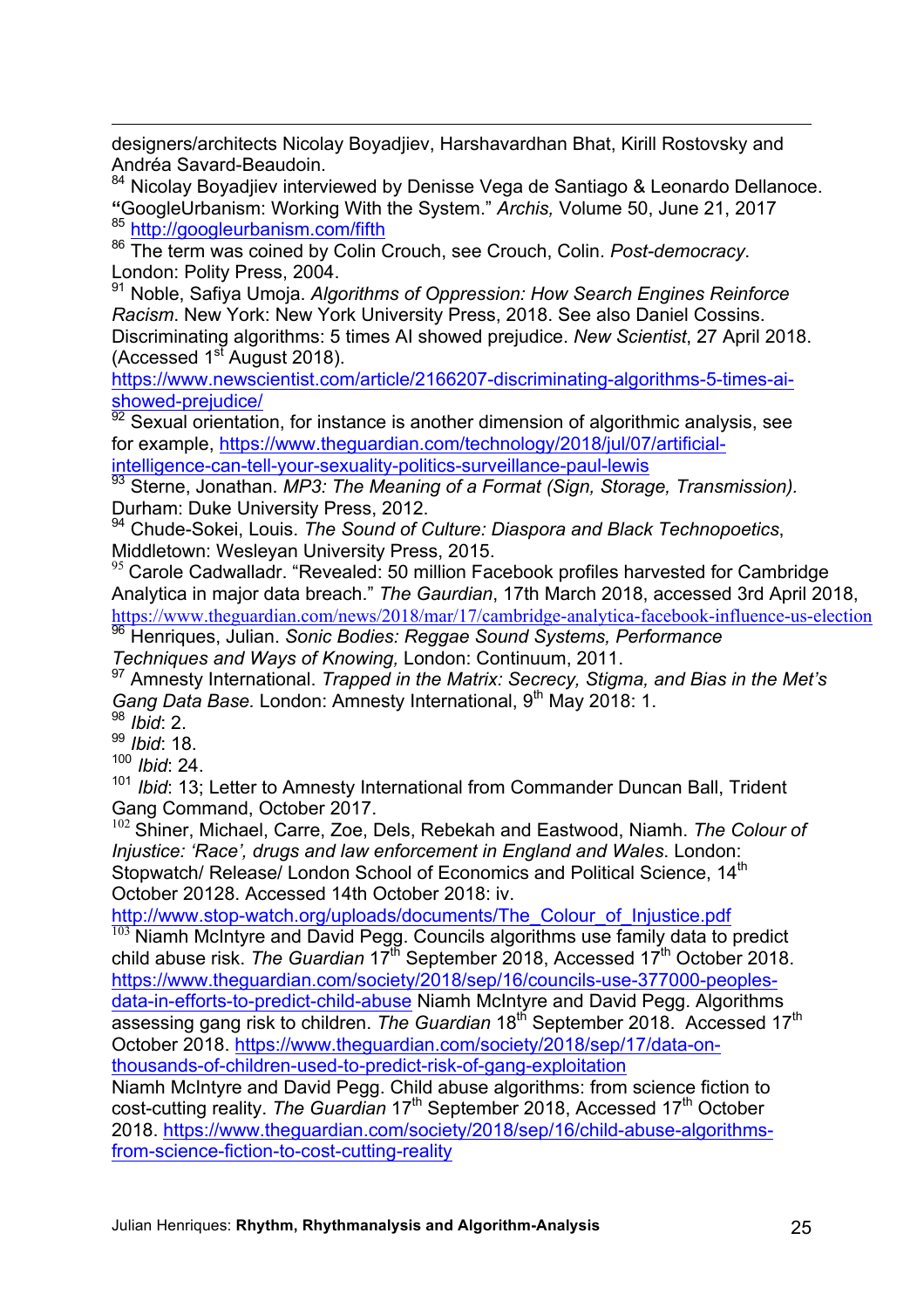designers/architects Nicolay Boyadjiev, Harshavardhan Bhat, Kirill Rostovsky and Andréa Savard-Beaudoin.

[84] Nicolay Boyadjiev interviewed by Denisse Vega de Santiago & Leonardo Dellanoce. "GoogleUrbanism: Working With the System." *Archis,* Volume 50, June 21, 2017

[85] http://googleurbanism.com/fifth

[86] The term was coined by Colin Crouch, see Crouch, Colin. *Post-democracy*. London: Polity Press, 2004.

[91] Noble, Safiya Umoja. *Algorithms of Oppression: How Search Engines Reinforce Racism*. New York: New York University Press, 2018. See also Daniel Cossins. Discriminating algorithms: 5 times AI showed prejudice. *New Scientist*, 27 April 2018. (Accessed 1st August 2018). https://www.newscientist.com/article/2166207-discriminating-algorithms-5-times-ai-showed-prejudice/

[92] Sexual orientation, for instance is another dimension of algorithmic analysis, see for example, https://www.theguardian.com/technology/2018/jul/07/artificial-intelligence-can-tell-your-sexuality-politics-surveillance-paul-lewis

[93] Sterne, Jonathan. *MP3: The Meaning of a Format (Sign, Storage, Transmission).* Durham: Duke University Press, 2012.

[94] Chude-Sokei, Louis. *The Sound of Culture: Diaspora and Black Technopoetics*, Middletown: Wesleyan University Press, 2015.

[95] Carole Cadwalladr. "Revealed: 50 million Facebook profiles harvested for Cambridge Analytica in major data breach." *The Gaurdian*, 17th March 2018, accessed 3rd April 2018, https://www.theguardian.com/news/2018/mar/17/cambridge-analytica-facebook-influence-us-election

[96] Henriques, Julian. *Sonic Bodies: Reggae Sound Systems, Performance Techniques and Ways of Knowing,* London: Continuum, 2011.

[97] Amnesty International. *Trapped in the Matrix: Secrecy, Stigma, and Bias in the Met's Gang Data Base.* London: Amnesty International, 9th May 2018: 1.

[98] *Ibid*: 2.

[99] *Ibid*: 18.

[100] *Ibid*: 24.

[101] *Ibid*: 13; Letter to Amnesty International from Commander Duncan Ball, Trident Gang Command, October 2017.

[102] Shiner, Michael, Carre, Zoe, Dels, Rebekah and Eastwood, Niamh. *The Colour of Injustice: 'Race', drugs and law enforcement in England and Wales*. London: Stopwatch/ Release/ London School of Economics and Political Science, 14th October 20128. Accessed 14th October 2018: iv. http://www.stop-watch.org/uploads/documents/The_Colour_of_Injustice.pdf

[103] Niamh McIntyre and David Pegg. Councils algorithms use family data to predict child abuse risk. *The Guardian* 17th September 2018, Accessed 17th October 2018. https://www.theguardian.com/society/2018/sep/16/councils-use-377000-peoples-data-in-efforts-to-predict-child-abuse Niamh McIntyre and David Pegg. Algorithms assessing gang risk to children. *The Guardian* 18th September 2018. Accessed 17th October 2018. https://www.theguardian.com/society/2018/sep/17/data-on-thousands-of-children-used-to-predict-risk-of-gang-exploitation
Niamh McIntyre and David Pegg. Child abuse algorithms: from science fiction to cost-cutting reality. *The Guardian* 17th September 2018, Accessed 17th October 2018. https://www.theguardian.com/society/2018/sep/16/child-abuse-algorithms-from-science-fiction-to-cost-cutting-reality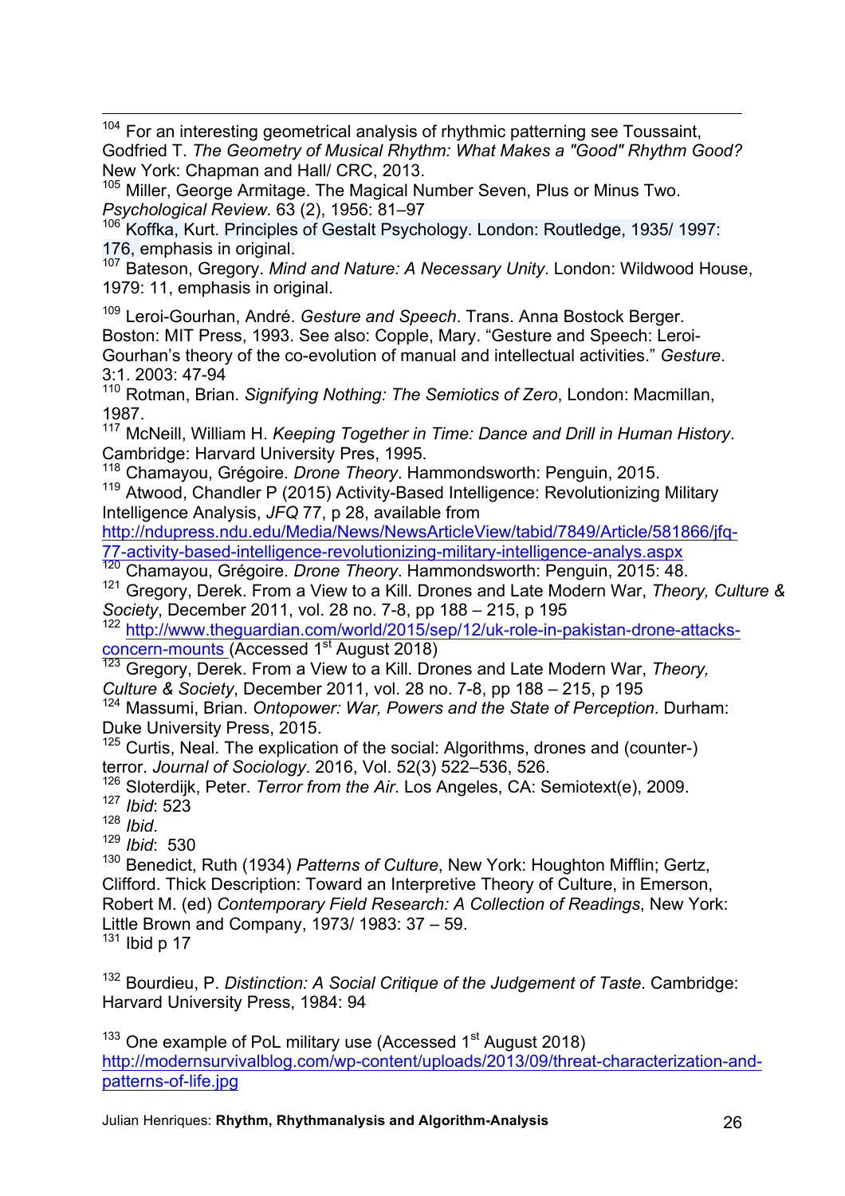[104] For an interesting geometrical analysis of rhythmic patterning see Toussaint, Godfried T. *The Geometry of Musical Rhythm: What Makes a "Good" Rhythm Good?* New York: Chapman and Hall/ CRC, 2013.

[105] Miller, George Armitage. The Magical Number Seven, Plus or Minus Two. *Psychological Review.* 63 (2), 1956: 81–97

[106] Koffka, Kurt. Principles of Gestalt Psychology. London: Routledge, 1935/ 1997: 176, emphasis in original.

[107] Bateson, Gregory. *Mind and Nature: A Necessary Unity*. London: Wildwood House, 1979: 11, emphasis in original.

[109] Leroi-Gourhan, André. *Gesture and Speech*. Trans. Anna Bostock Berger. Boston: MIT Press, 1993. See also: Copple, Mary. "Gesture and Speech: Leroi-Gourhan's theory of the co-evolution of manual and intellectual activities." *Gesture*. 3:1. 2003: 47-94

[110] Rotman, Brian. *Signifying Nothing: The Semiotics of Zero*, London: Macmillan, 1987.

[117] McNeill, William H. *Keeping Together in Time: Dance and Drill in Human History*. Cambridge: Harvard University Pres, 1995.

[118] Chamayou, Grégoire. *Drone Theory*. Hammondsworth: Penguin, 2015.

[119] Atwood, Chandler P (2015) Activity-Based Intelligence: Revolutionizing Military Intelligence Analysis, *JFQ* 77, p 28, available from http://ndupress.ndu.edu/Media/News/NewsArticleView/tabid/7849/Article/581866/jfq-77-activity-based-intelligence-revolutionizing-military-intelligence-analys.aspx

[120] Chamayou, Grégoire. *Drone Theory*. Hammondsworth: Penguin, 2015: 48.

[121] Gregory, Derek. From a View to a Kill. Drones and Late Modern War, *Theory, Culture & Society*, December 2011, vol. 28 no. 7-8, pp 188 – 215, p 195

[122] http://www.theguardian.com/world/2015/sep/12/uk-role-in-pakistan-drone-attacks-concern-mounts (Accessed 1st August 2018)

[123] Gregory, Derek. From a View to a Kill. Drones and Late Modern War, *Theory, Culture & Society*, December 2011, vol. 28 no. 7-8, pp 188 – 215, p 195

[124] Massumi, Brian. *Ontopower: War, Powers and the State of Perception*. Durham: Duke University Press, 2015.

[125] Curtis, Neal. The explication of the social: Algorithms, drones and (counter-) terror. *Journal of Sociology*. 2016, Vol. 52(3) 522–536, 526.

[126] Sloterdijk, Peter. *Terror from the Air*. Los Angeles, CA: Semiotext(e), 2009.

[127] *Ibid*: 523

[128] *Ibid*.

[129] *Ibid*: 530

[130] Benedict, Ruth (1934) *Patterns of Culture*, New York: Houghton Mifflin; Gertz, Clifford. Thick Description: Toward an Interpretive Theory of Culture, in Emerson, Robert M. (ed) *Contemporary Field Research: A Collection of Readings*, New York: Little Brown and Company, 1973/ 1983: 37 – 59.

[131] Ibid p 17

[132] Bourdieu, P. *Distinction: A Social Critique of the Judgement of Taste*. Cambridge: Harvard University Press, 1984: 94

[133] One example of PoL military use (Accessed 1st August 2018) http://modernsurvivalblog.com/wp-content/uploads/2013/09/threat-characterization-and-patterns-of-life.jpg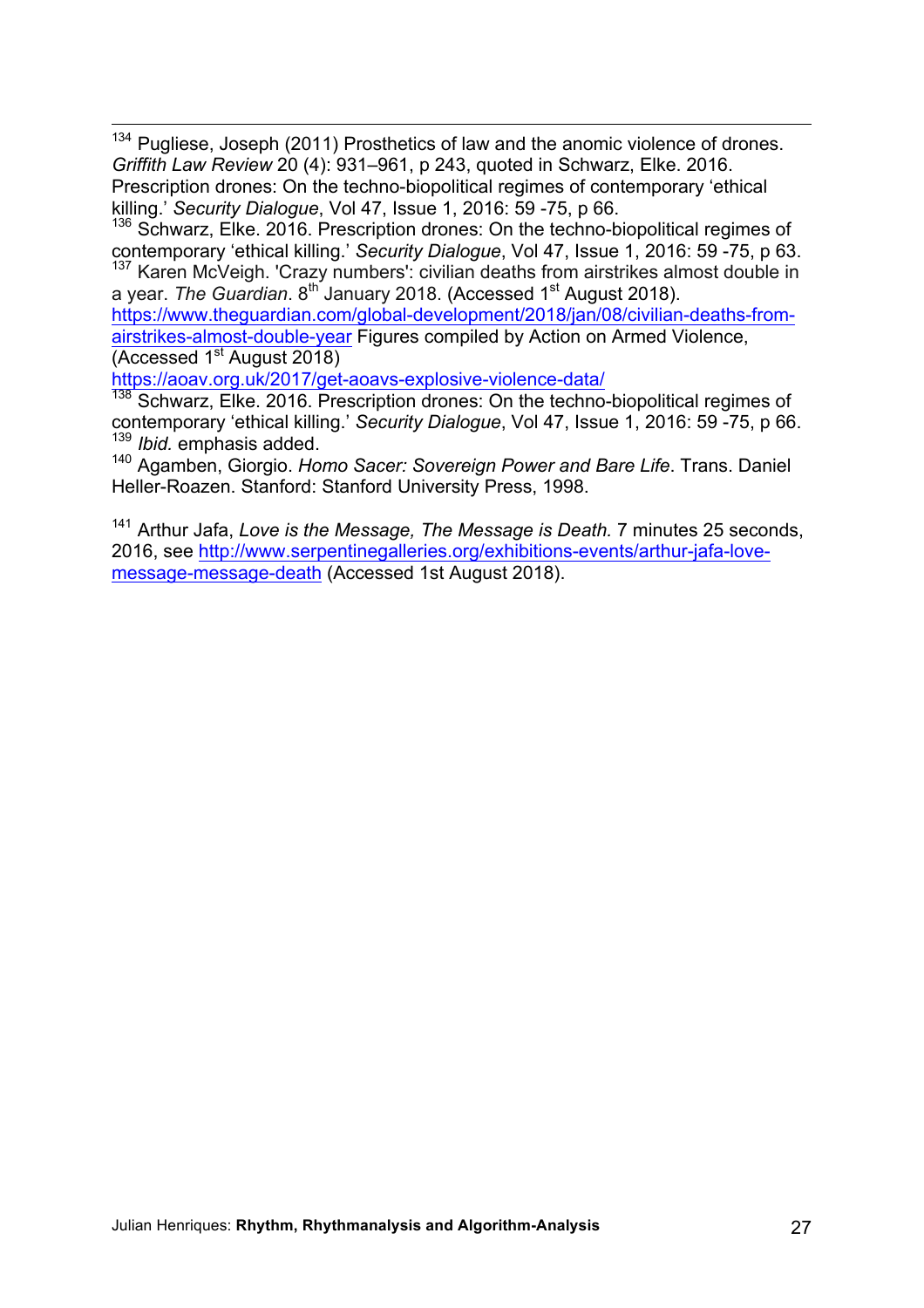[134] Pugliese, Joseph (2011) Prosthetics of law and the anomic violence of drones. *Griffith Law Review* 20 (4): 931–961, p 243, quoted in Schwarz, Elke. 2016. Prescription drones: On the techno-biopolitical regimes of contemporary 'ethical killing.' *Security Dialogue*, Vol 47, Issue 1, 2016: 59 -75, p 66.

[136] Schwarz, Elke. 2016. Prescription drones: On the techno-biopolitical regimes of contemporary 'ethical killing.' *Security Dialogue*, Vol 47, Issue 1, 2016: 59 -75, p 63.

[137] Karen McVeigh. 'Crazy numbers': civilian deaths from airstrikes almost double in a year. *The Guardian*. 8th January 2018. (Accessed 1st August 2018). https://www.theguardian.com/global-development/2018/jan/08/civilian-deaths-from-airstrikes-almost-double-year Figures compiled by Action on Armed Violence, (Accessed 1st August 2018) https://aoav.org.uk/2017/get-aoavs-explosive-violence-data/

[138] Schwarz, Elke. 2016. Prescription drones: On the techno-biopolitical regimes of contemporary 'ethical killing.' *Security Dialogue*, Vol 47, Issue 1, 2016: 59 -75, p 66.

[139] *Ibid.* emphasis added.

[140] Agamben, Giorgio. *Homo Sacer: Sovereign Power and Bare Life*. Trans. Daniel Heller-Roazen. Stanford: Stanford University Press, 1998.

[141] Arthur Jafa, *Love is the Message, The Message is Death.* 7 minutes 25 seconds, 2016, see http://www.serpentinegalleries.org/exhibitions-events/arthur-jafa-love-message-message-death (Accessed 1st August 2018).